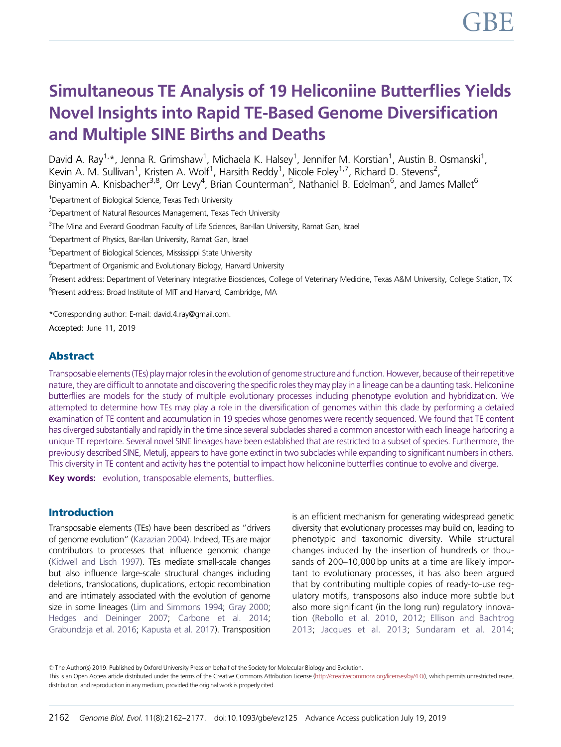# Simultaneous TE Analysis of 19 Heliconiine Butterflies Yields Novel Insights into Rapid TE-Based Genome Diversification and Multiple SINE Births and Deaths

David A. Ray[1,*], Jenna R. Grimshaw[1], Michaela K. Halsey[1], Jennifer M. Korstian[1], Austin B. Osmanski[1], Kevin A. M. Sullivan[1], Kristen A. Wolf[1], Harsith Reddy[1], Nicole Foley[1,7], Richard D. Stevens[2], Binyamin A. Knisbacher[3,8], Orr Levy[4], Brian Counterman[5], Nathaniel B. Edelman[6], and James Mallet[6]

[1]Department of Biological Science, Texas Tech University

[2]Department of Natural Resources Management, Texas Tech University

[3]The Mina and Everard Goodman Faculty of Life Sciences, Bar-Ilan University, Ramat Gan, Israel

[4]Department of Physics, Bar-Ilan University, Ramat Gan, Israel

[5]Department of Biological Sciences, Mississippi State University

[6]Department of Organismic and Evolutionary Biology, Harvard University

[7]Present address: Department of Veterinary Integrative Biosciences, College of Veterinary Medicine, Texas A&M University, College Station, TX

[8]Present address: Broad Institute of MIT and Harvard, Cambridge, MA

*Corresponding author: E-mail: david.4.ray@gmail.com.

Accepted: June 11, 2019

## Abstract

Transposable elements (TEs) play major roles in the evolution of genome structure and function. However, because of their repetitive nature, they are difficult to annotate and discovering the specific roles they may play in a lineage can be a daunting task. Heliconiine butterflies are models for the study of multiple evolutionary processes including phenotype evolution and hybridization. We attempted to determine how TEs may play a role in the diversification of genomes within this clade by performing a detailed examination of TE content and accumulation in 19 species whose genomes were recently sequenced. We found that TE content has diverged substantially and rapidly in the time since several subclades shared a common ancestor with each lineage harboring a unique TE repertoire. Several novel SINE lineages have been established that are restricted to a subset of species. Furthermore, the previously described SINE, Metulj, appears to have gone extinct in two subclades while expanding to significant numbers in others. This diversity in TE content and activity has the potential to impact how heliconiine butterflies continue to evolve and diverge.

**Key words:** evolution, transposable elements, butterflies.

## Introduction

Transposable elements (TEs) have been described as "drivers of genome evolution" (Kazazian 2004). Indeed, TEs are major contributors to processes that influence genomic change (Kidwell and Lisch 1997). TEs mediate small-scale changes but also influence large-scale structural changes including deletions, translocations, duplications, ectopic recombination and are intimately associated with the evolution of genome size in some lineages (Lim and Simmons 1994; Gray 2000; Hedges and Deininger 2007; Carbone et al. 2014; Grabundzija et al. 2016; Kapusta et al. 2017). Transposition is an efficient mechanism for generating widespread genetic diversity that evolutionary processes may build on, leading to phenotypic and taxonomic diversity. While structural changes induced by the insertion of hundreds or thousands of 200–10,000 bp units at a time are likely important to evolutionary processes, it has also been argued that by contributing multiple copies of ready-to-use regulatory motifs, transposons also induce more subtle but also more significant (in the long run) regulatory innovation (Rebollo et al. 2010, 2012; Ellison and Bachtrog 2013; Jacques et al. 2013; Sundaram et al. 2014;

© The Author(s) 2019. Published by Oxford University Press on behalf of the Society for Molecular Biology and Evolution.
This is an Open Access article distributed under the terms of the Creative Commons Attribution License (http://creativecommons.org/licenses/by/4.0/), which permits unrestricted reuse, distribution, and reproduction in any medium, provided the original work is properly cited.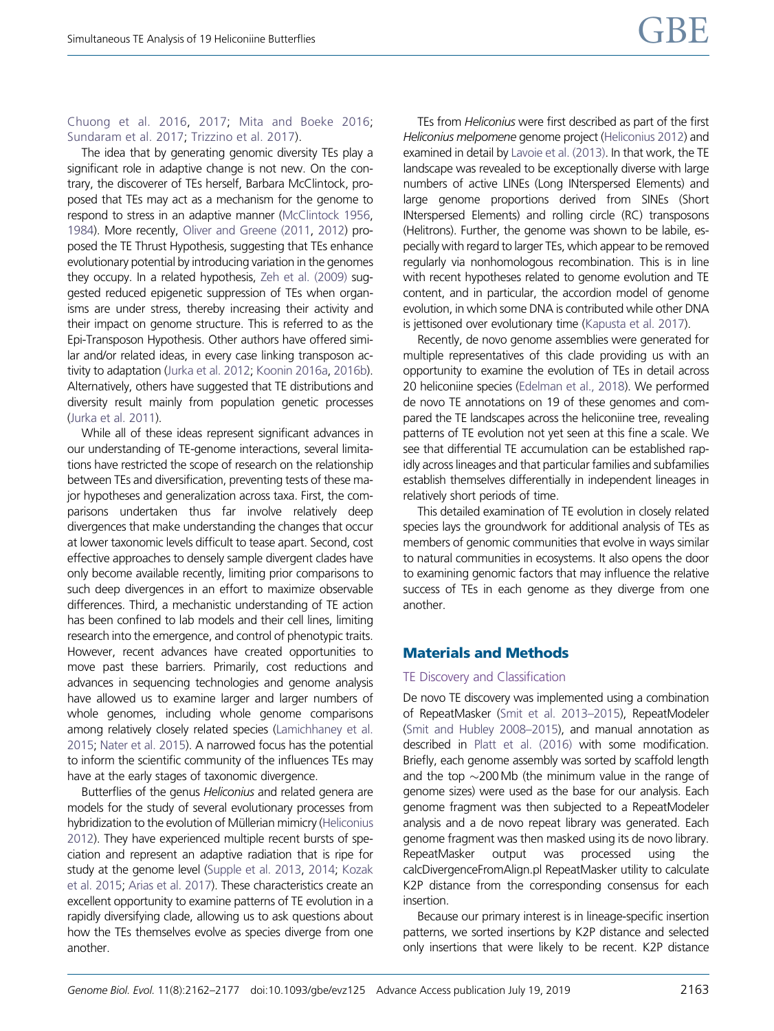Chuong et al. 2016, 2017; Mita and Boeke 2016; Sundaram et al. 2017; Trizzino et al. 2017).

The idea that by generating genomic diversity TEs play a significant role in adaptive change is not new. On the contrary, the discoverer of TEs herself, Barbara McClintock, proposed that TEs may act as a mechanism for the genome to respond to stress in an adaptive manner (McClintock 1956, 1984). More recently, Oliver and Greene (2011, 2012) proposed the TE Thrust Hypothesis, suggesting that TEs enhance evolutionary potential by introducing variation in the genomes they occupy. In a related hypothesis, Zeh et al. (2009) suggested reduced epigenetic suppression of TEs when organisms are under stress, thereby increasing their activity and their impact on genome structure. This is referred to as the Epi-Transposon Hypothesis. Other authors have offered similar and/or related ideas, in every case linking transposon activity to adaptation (Jurka et al. 2012; Koonin 2016a, 2016b). Alternatively, others have suggested that TE distributions and diversity result mainly from population genetic processes (Jurka et al. 2011).

While all of these ideas represent significant advances in our understanding of TE-genome interactions, several limitations have restricted the scope of research on the relationship between TEs and diversification, preventing tests of these major hypotheses and generalization across taxa. First, the comparisons undertaken thus far involve relatively deep divergences that make understanding the changes that occur at lower taxonomic levels difficult to tease apart. Second, cost effective approaches to densely sample divergent clades have only become available recently, limiting prior comparisons to such deep divergences in an effort to maximize observable differences. Third, a mechanistic understanding of TE action has been confined to lab models and their cell lines, limiting research into the emergence, and control of phenotypic traits. However, recent advances have created opportunities to move past these barriers. Primarily, cost reductions and advances in sequencing technologies and genome analysis have allowed us to examine larger and larger numbers of whole genomes, including whole genome comparisons among relatively closely related species (Lamichhaney et al. 2015; Nater et al. 2015). A narrowed focus has the potential to inform the scientific community of the influences TEs may have at the early stages of taxonomic divergence.

Butterflies of the genus *Heliconius* and related genera are models for the study of several evolutionary processes from hybridization to the evolution of Müllerian mimicry (Heliconius 2012). They have experienced multiple recent bursts of speciation and represent an adaptive radiation that is ripe for study at the genome level (Supple et al. 2013, 2014; Kozak et al. 2015; Arias et al. 2017). These characteristics create an excellent opportunity to examine patterns of TE evolution in a rapidly diversifying clade, allowing us to ask questions about how the TEs themselves evolve as species diverge from one another.

TEs from *Heliconius* were first described as part of the first *Heliconius melpomene* genome project (Heliconius 2012) and examined in detail by Lavoie et al. (2013). In that work, the TE landscape was revealed to be exceptionally diverse with large numbers of active LINEs (Long INterspersed Elements) and large genome proportions derived from SINEs (Short INterspersed Elements) and rolling circle (RC) transposons (Helitrons). Further, the genome was shown to be labile, especially with regard to larger TEs, which appear to be removed regularly via nonhomologous recombination. This is in line with recent hypotheses related to genome evolution and TE content, and in particular, the accordion model of genome evolution, in which some DNA is contributed while other DNA is jettisoned over evolutionary time (Kapusta et al. 2017).

Recently, de novo genome assemblies were generated for multiple representatives of this clade providing us with an opportunity to examine the evolution of TEs in detail across 20 heliconiine species (Edelman et al., 2018). We performed de novo TE annotations on 19 of these genomes and compared the TE landscapes across the heliconiine tree, revealing patterns of TE evolution not yet seen at this fine a scale. We see that differential TE accumulation can be established rapidly across lineages and that particular families and subfamilies establish themselves differentially in independent lineages in relatively short periods of time.

This detailed examination of TE evolution in closely related species lays the groundwork for additional analysis of TEs as members of genomic communities that evolve in ways similar to natural communities in ecosystems. It also opens the door to examining genomic factors that may influence the relative success of TEs in each genome as they diverge from one another.

## Materials and Methods

### TE Discovery and Classification

De novo TE discovery was implemented using a combination of RepeatMasker (Smit et al. 2013–2015), RepeatModeler (Smit and Hubley 2008–2015), and manual annotation as described in Platt et al. (2016) with some modification. Briefly, each genome assembly was sorted by scaffold length and the top ~200 Mb (the minimum value in the range of genome sizes) were used as the base for our analysis. Each genome fragment was then subjected to a RepeatModeler analysis and a de novo repeat library was generated. Each genome fragment was then masked using its de novo library. RepeatMasker output was processed using the calcDivergenceFromAlign.pl RepeatMasker utility to calculate K2P distance from the corresponding consensus for each insertion.

Because our primary interest is in lineage-specific insertion patterns, we sorted insertions by K2P distance and selected only insertions that were likely to be recent. K2P distance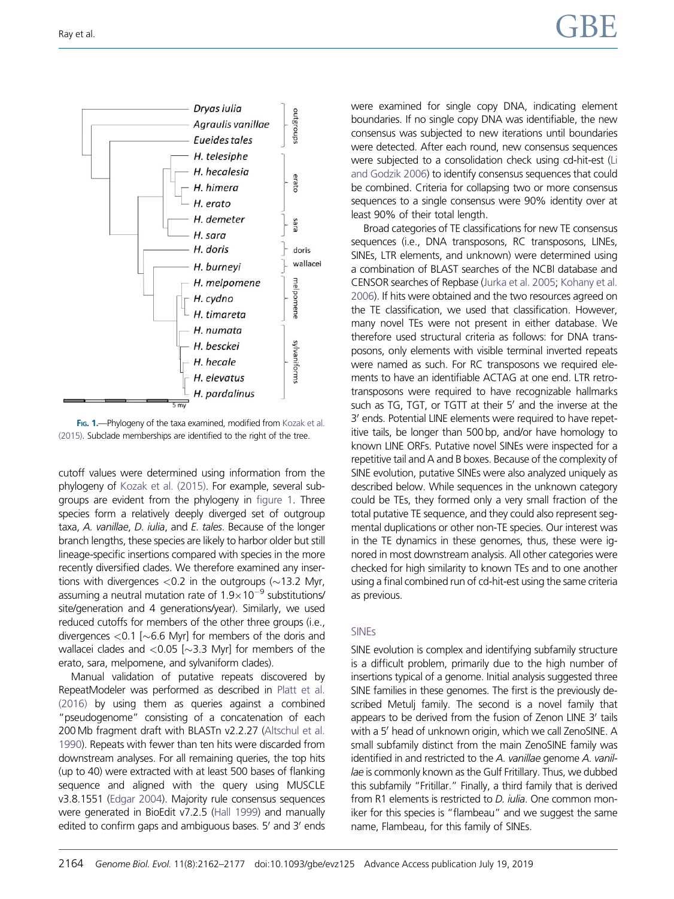Fig. 1.—Phylogeny of the taxa examined, modified from Kozak et al. (2015). Subclade memberships are identified to the right of the tree.

cutoff values were determined using information from the phylogeny of Kozak et al. (2015). For example, several subgroups are evident from the phylogeny in figure 1. Three species form a relatively deeply diverged set of outgroup taxa, *A. vanillae*, *D. iulia*, and *E. tales*. Because of the longer branch lengths, these species are likely to harbor older but still lineage-specific insertions compared with species in the more recently diversified clades. We therefore examined any insertions with divergences <0.2 in the outgroups (~13.2 Myr, assuming a neutral mutation rate of $1.9\times10^{-9}$ substitutions/site/generation and 4 generations/year). Similarly, we used reduced cutoffs for members of the other three groups (i.e., divergences <0.1 [~6.6 Myr] for members of the doris and wallacei clades and <0.05 [~3.3 Myr] for members of the erato, sara, melpomene, and sylvaniform clades).

Manual validation of putative repeats discovered by RepeatModeler was performed as described in Platt et al. (2016) by using them as queries against a combined "pseudogenome" consisting of a concatenation of each 200 Mb fragment draft with BLASTn v2.2.27 (Altschul et al. 1990). Repeats with fewer than ten hits were discarded from downstream analyses. For all remaining queries, the top hits (up to 40) were extracted with at least 500 bases of flanking sequence and aligned with the query using MUSCLE v3.8.1551 (Edgar 2004). Majority rule consensus sequences were generated in BioEdit v7.2.5 (Hall 1999) and manually edited to confirm gaps and ambiguous bases. 5′ and 3′ ends were examined for single copy DNA, indicating element boundaries. If no single copy DNA was identifiable, the new consensus was subjected to new iterations until boundaries were detected. After each round, new consensus sequences were subjected to a consolidation check using cd-hit-est (Li and Godzik 2006) to identify consensus sequences that could be combined. Criteria for collapsing two or more consensus sequences to a single consensus were 90% identity over at least 90% of their total length.

Broad categories of TE classifications for new TE consensus sequences (i.e., DNA transposons, RC transposons, LINEs, SINEs, LTR elements, and unknown) were determined using a combination of BLAST searches of the NCBI database and CENSOR searches of Repbase (Jurka et al. 2005; Kohany et al. 2006). If hits were obtained and the two resources agreed on the TE classification, we used that classification. However, many novel TEs were not present in either database. We therefore used structural criteria as follows: for DNA transposons, only elements with visible terminal inverted repeats were named as such. For RC transposons we required elements to have an identifiable ACTAG at one end. LTR retrotransposons were required to have recognizable hallmarks such as TG, TGT, or TGTT at their 5′ and the inverse at the 3′ ends. Potential LINE elements were required to have repetitive tails, be longer than 500 bp, and/or have homology to known LINE ORFs. Putative novel SINEs were inspected for a repetitive tail and A and B boxes. Because of the complexity of SINE evolution, putative SINEs were also analyzed uniquely as described below. While sequences in the unknown category could be TEs, they formed only a very small fraction of the total putative TE sequence, and they could also represent segmental duplications or other non-TE species. Our interest was in the TE dynamics in these genomes, thus, these were ignored in most downstream analysis. All other categories were checked for high similarity to known TEs and to one another using a final combined run of cd-hit-est using the same criteria as previous.

## SINEs

SINE evolution is complex and identifying subfamily structure is a difficult problem, primarily due to the high number of insertions typical of a genome. Initial analysis suggested three SINE families in these genomes. The first is the previously described Metulj family. The second is a novel family that appears to be derived from the fusion of Zenon LINE 3′ tails with a 5′ head of unknown origin, which we call ZenoSINE. A small subfamily distinct from the main ZenoSINE family was identified in and restricted to the *A. vanillae* genome *A. vanillae* is commonly known as the Gulf Fritillary. Thus, we dubbed this subfamily "Fritillar." Finally, a third family that is derived from R1 elements is restricted to *D. iulia*. One common moniker for this species is "flambeau" and we suggest the same name, Flambeau, for this family of SINEs.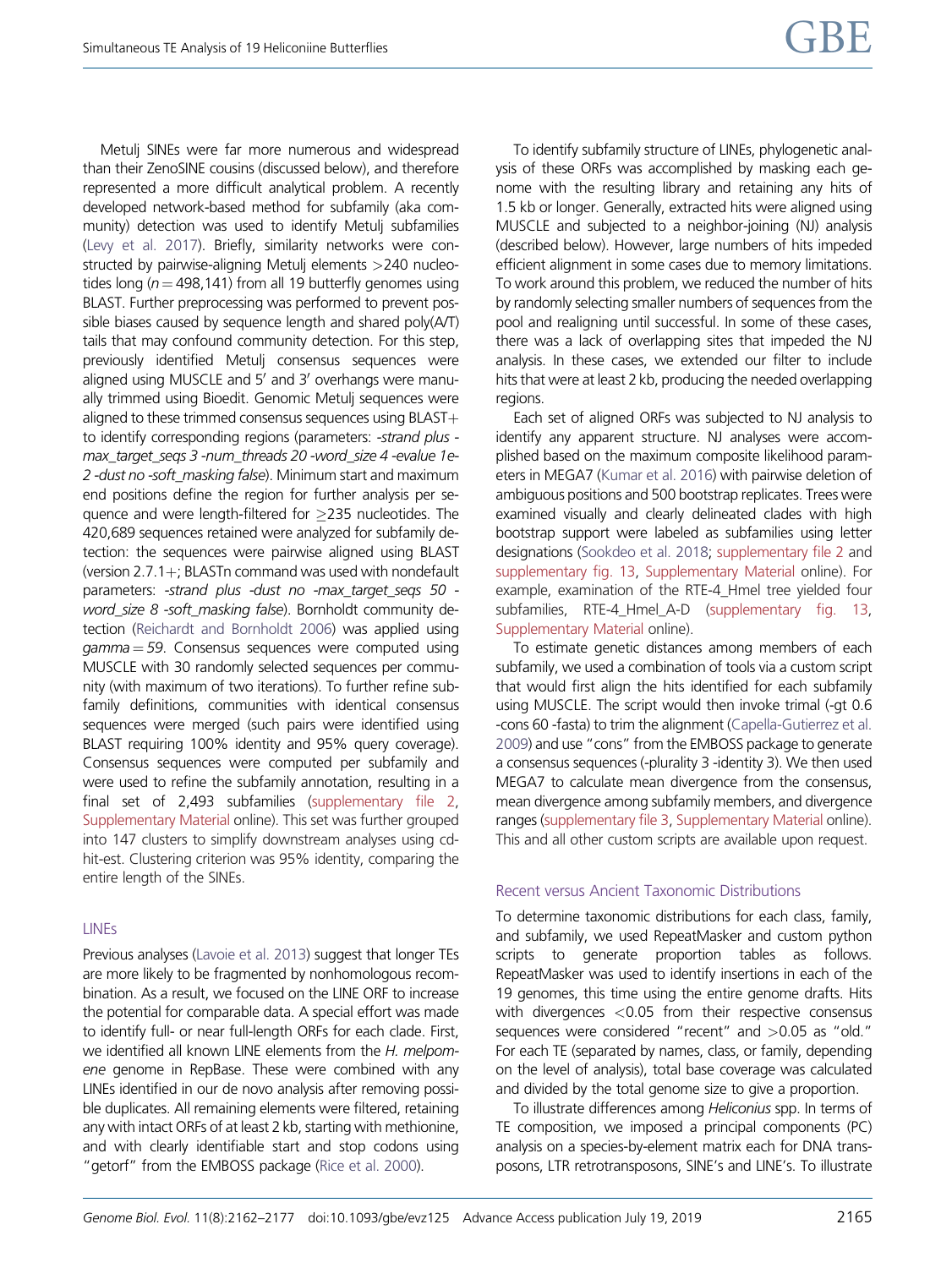Metulj SINEs were far more numerous and widespread than their ZenoSINE cousins (discussed below), and therefore represented a more difficult analytical problem. A recently developed network-based method for subfamily (aka community) detection was used to identify Metulj subfamilies (Levy et al. 2017). Briefly, similarity networks were constructed by pairwise-aligning Metulj elements >240 nucleotides long ($n = 498{,}141$) from all 19 butterfly genomes using BLAST. Further preprocessing was performed to prevent possible biases caused by sequence length and shared poly(A/T) tails that may confound community detection. For this step, previously identified Metulj consensus sequences were aligned using MUSCLE and 5′ and 3′ overhangs were manually trimmed using Bioedit. Genomic Metulj sequences were aligned to these trimmed consensus sequences using BLAST+ to identify corresponding regions (parameters: *-strand plus -max_target_seqs 3 -num_threads 20 -word_size 4 -evalue 1e-2 -dust no -soft_masking false*). Minimum start and maximum end positions define the region for further analysis per sequence and were length-filtered for ≥235 nucleotides. The 420,689 sequences retained were analyzed for subfamily detection: the sequences were pairwise aligned using BLAST (version 2.7.1+; BLASTn command was used with nondefault parameters: *-strand plus -dust no -max_target_seqs 50 -word_size 8 -soft_masking false*). Bornholdt community detection (Reichardt and Bornholdt 2006) was applied using *gamma* = *59*. Consensus sequences were computed using MUSCLE with 30 randomly selected sequences per community (with maximum of two iterations). To further refine subfamily definitions, communities with identical consensus sequences were merged (such pairs were identified using BLAST requiring 100% identity and 95% query coverage). Consensus sequences were computed per subfamily and were used to refine the subfamily annotation, resulting in a final set of 2,493 subfamilies (supplementary file 2, Supplementary Material online). This set was further grouped into 147 clusters to simplify downstream analyses using cd-hit-est. Clustering criterion was 95% identity, comparing the entire length of the SINEs.

### LINEs

Previous analyses (Lavoie et al. 2013) suggest that longer TEs are more likely to be fragmented by nonhomologous recombination. As a result, we focused on the LINE ORF to increase the potential for comparable data. A special effort was made to identify full- or near full-length ORFs for each clade. First, we identified all known LINE elements from the *H. melpomene* genome in RepBase. These were combined with any LINEs identified in our de novo analysis after removing possible duplicates. All remaining elements were filtered, retaining any with intact ORFs of at least 2 kb, starting with methionine, and with clearly identifiable start and stop codons using "getorf" from the EMBOSS package (Rice et al. 2000).

To identify subfamily structure of LINEs, phylogenetic analysis of these ORFs was accomplished by masking each genome with the resulting library and retaining any hits of 1.5 kb or longer. Generally, extracted hits were aligned using MUSCLE and subjected to a neighbor-joining (NJ) analysis (described below). However, large numbers of hits impeded efficient alignment in some cases due to memory limitations. To work around this problem, we reduced the number of hits by randomly selecting smaller numbers of sequences from the pool and realigning until successful. In some of these cases, there was a lack of overlapping sites that impeded the NJ analysis. In these cases, we extended our filter to include hits that were at least 2 kb, producing the needed overlapping regions.

Each set of aligned ORFs was subjected to NJ analysis to identify any apparent structure. NJ analyses were accomplished based on the maximum composite likelihood parameters in MEGA7 (Kumar et al. 2016) with pairwise deletion of ambiguous positions and 500 bootstrap replicates. Trees were examined visually and clearly delineated clades with high bootstrap support were labeled as subfamilies using letter designations (Sookdeo et al. 2018; supplementary file 2 and supplementary fig. 13, Supplementary Material online). For example, examination of the RTE-4_Hmel tree yielded four subfamilies, RTE-4_Hmel_A-D (supplementary fig. 13, Supplementary Material online).

To estimate genetic distances among members of each subfamily, we used a combination of tools via a custom script that would first align the hits identified for each subfamily using MUSCLE. The script would then invoke trimal (-gt 0.6 -cons 60 -fasta) to trim the alignment (Capella-Gutierrez et al. 2009) and use "cons" from the EMBOSS package to generate a consensus sequences (-plurality 3 -identity 3). We then used MEGA7 to calculate mean divergence from the consensus, mean divergence among subfamily members, and divergence ranges (supplementary file 3, Supplementary Material online). This and all other custom scripts are available upon request.

## Recent versus Ancient Taxonomic Distributions

To determine taxonomic distributions for each class, family, and subfamily, we used RepeatMasker and custom python scripts to generate proportion tables as follows. RepeatMasker was used to identify insertions in each of the 19 genomes, this time using the entire genome drafts. Hits with divergences <0.05 from their respective consensus sequences were considered "recent" and >0.05 as "old." For each TE (separated by names, class, or family, depending on the level of analysis), total base coverage was calculated and divided by the total genome size to give a proportion.

To illustrate differences among *Heliconius* spp. In terms of TE composition, we imposed a principal components (PC) analysis on a species-by-element matrix each for DNA transposons, LTR retrotransposons, SINE's and LINE's. To illustrate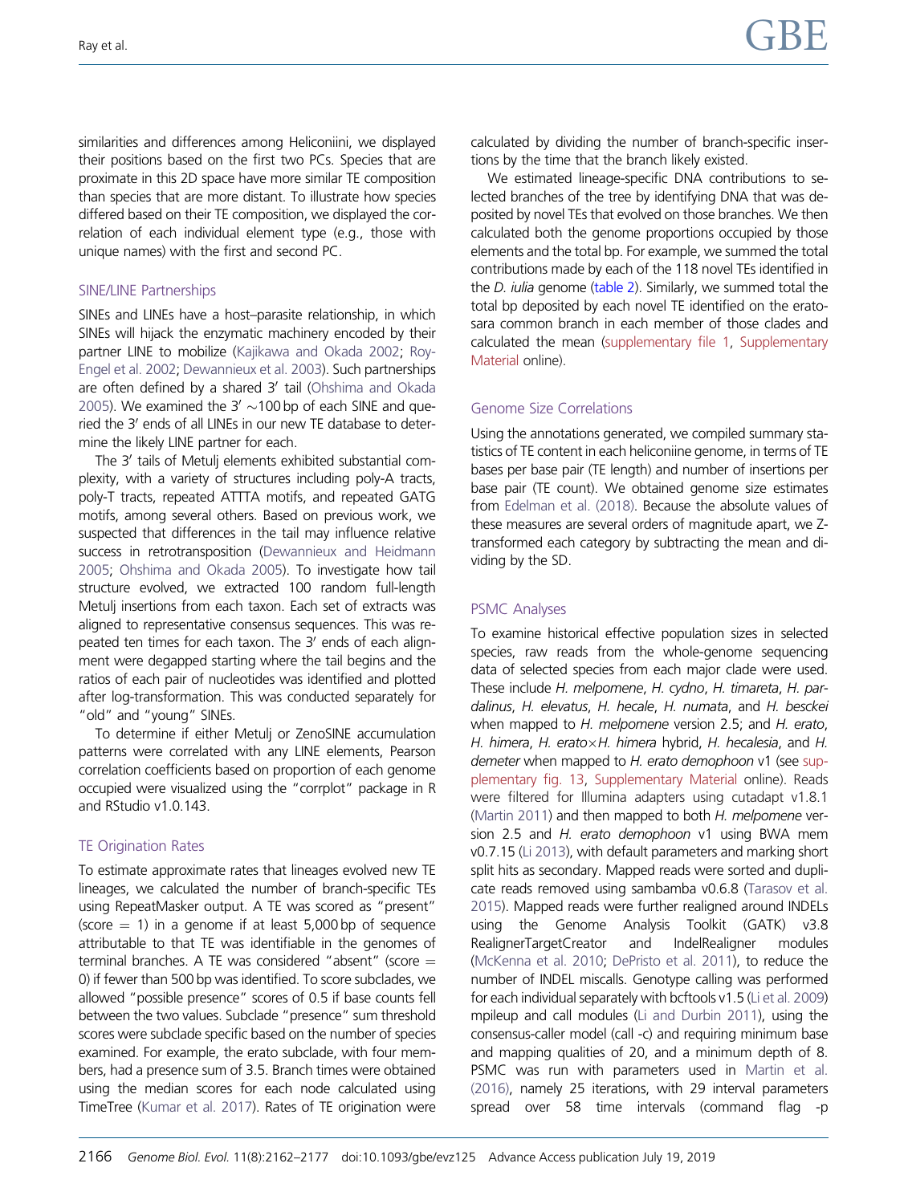similarities and differences among Heliconiini, we displayed their positions based on the first two PCs. Species that are proximate in this 2D space have more similar TE composition than species that are more distant. To illustrate how species differed based on their TE composition, we displayed the correlation of each individual element type (e.g., those with unique names) with the first and second PC.

### SINE/LINE Partnerships

SINEs and LINEs have a host–parasite relationship, in which SINEs will hijack the enzymatic machinery encoded by their partner LINE to mobilize (Kajikawa and Okada 2002; Roy-Engel et al. 2002; Dewannieux et al. 2003). Such partnerships are often defined by a shared 3′ tail (Ohshima and Okada 2005). We examined the 3′ ∼100 bp of each SINE and queried the 3′ ends of all LINEs in our new TE database to determine the likely LINE partner for each.

The 3′ tails of Metulj elements exhibited substantial complexity, with a variety of structures including poly-A tracts, poly-T tracts, repeated ATTTA motifs, and repeated GATG motifs, among several others. Based on previous work, we suspected that differences in the tail may influence relative success in retrotransposition (Dewannieux and Heidmann 2005; Ohshima and Okada 2005). To investigate how tail structure evolved, we extracted 100 random full-length Metulj insertions from each taxon. Each set of extracts was aligned to representative consensus sequences. This was repeated ten times for each taxon. The 3′ ends of each alignment were degapped starting where the tail begins and the ratios of each pair of nucleotides was identified and plotted after log-transformation. This was conducted separately for "old" and "young" SINEs.

To determine if either Metulj or ZenoSINE accumulation patterns were correlated with any LINE elements, Pearson correlation coefficients based on proportion of each genome occupied were visualized using the "corrplot" package in R and RStudio v1.0.143.

### TE Origination Rates

To estimate approximate rates that lineages evolved new TE lineages, we calculated the number of branch-specific TEs using RepeatMasker output. A TE was scored as "present" (score = 1) in a genome if at least 5,000 bp of sequence attributable to that TE was identifiable in the genomes of terminal branches. A TE was considered "absent" (score = 0) if fewer than 500 bp was identified. To score subclades, we allowed "possible presence" scores of 0.5 if base counts fell between the two values. Subclade "presence" sum threshold scores were subclade specific based on the number of species examined. For example, the erato subclade, with four members, had a presence sum of 3.5. Branch times were obtained using the median scores for each node calculated using TimeTree (Kumar et al. 2017). Rates of TE origination were calculated by dividing the number of branch-specific insertions by the time that the branch likely existed.

We estimated lineage-specific DNA contributions to selected branches of the tree by identifying DNA that was deposited by novel TEs that evolved on those branches. We then calculated both the genome proportions occupied by those elements and the total bp. For example, we summed the total contributions made by each of the 118 novel TEs identified in the *D. iulia* genome (table 2). Similarly, we summed total the total bp deposited by each novel TE identified on the erato-sara common branch in each member of those clades and calculated the mean (supplementary file 1, Supplementary Material online).

### Genome Size Correlations

Using the annotations generated, we compiled summary statistics of TE content in each heliconiine genome, in terms of TE bases per base pair (TE length) and number of insertions per base pair (TE count). We obtained genome size estimates from Edelman et al. (2018). Because the absolute values of these measures are several orders of magnitude apart, we Z-transformed each category by subtracting the mean and dividing by the SD.

### PSMC Analyses

To examine historical effective population sizes in selected species, raw reads from the whole-genome sequencing data of selected species from each major clade were used. These include *H. melpomene*, *H. cydno*, *H. timareta*, *H. pardalinus*, *H. elevatus*, *H. hecale*, *H. numata*, and *H. besckei* when mapped to *H. melpomene* version 2.5; and *H. erato*, *H. himera*, *H. erato*×*H. himera* hybrid, *H. hecalesia*, and *H. demeter* when mapped to *H. erato demophoon* v1 (see supplementary fig. 13, Supplementary Material online). Reads were filtered for Illumina adapters using cutadapt v1.8.1 (Martin 2011) and then mapped to both *H. melpomene* version 2.5 and *H. erato demophoon* v1 using BWA mem v0.7.15 (Li 2013), with default parameters and marking short split hits as secondary. Mapped reads were sorted and duplicate reads removed using sambamba v0.6.8 (Tarasov et al. 2015). Mapped reads were further realigned around INDELs using the Genome Analysis Toolkit (GATK) v3.8 RealignerTargetCreator and IndelRealigner modules (McKenna et al. 2010; DePristo et al. 2011), to reduce the number of INDEL miscalls. Genotype calling was performed for each individual separately with bcftools v1.5 (Li et al. 2009) mpileup and call modules (Li and Durbin 2011), using the consensus-caller model (call -c) and requiring minimum base and mapping qualities of 20, and a minimum depth of 8. PSMC was run with parameters used in Martin et al. (2016), namely 25 iterations, with 29 interval parameters spread over 58 time intervals (command flag -p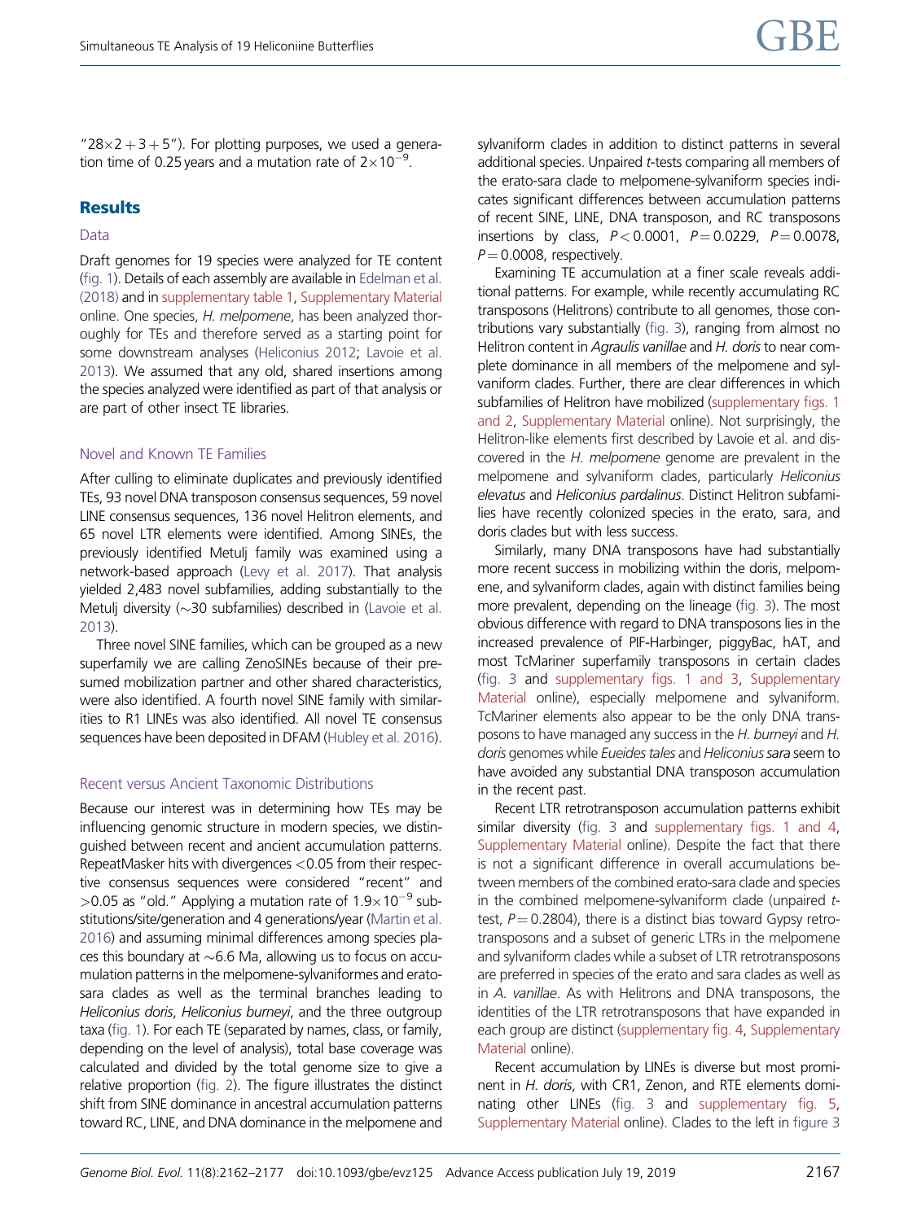"28×2 + 3 + 5"). For plotting purposes, we used a generation time of 0.25 years and a mutation rate of $2 \times 10^{-9}$.

## Results

### Data

Draft genomes for 19 species were analyzed for TE content (fig. 1). Details of each assembly are available in Edelman et al. (2018) and in supplementary table 1, Supplementary Material online. One species, *H. melpomene*, has been analyzed thoroughly for TEs and therefore served as a starting point for some downstream analyses (Heliconius 2012; Lavoie et al. 2013). We assumed that any old, shared insertions among the species analyzed were identified as part of that analysis or are part of other insect TE libraries.

### Novel and Known TE Families

After culling to eliminate duplicates and previously identified TEs, 93 novel DNA transposon consensus sequences, 59 novel LINE consensus sequences, 136 novel Helitron elements, and 65 novel LTR elements were identified. Among SINEs, the previously identified Metulj family was examined using a network-based approach (Levy et al. 2017). That analysis yielded 2,483 novel subfamilies, adding substantially to the Metulj diversity (~30 subfamilies) described in (Lavoie et al. 2013).

Three novel SINE families, which can be grouped as a new superfamily we are calling ZenoSINEs because of their presumed mobilization partner and other shared characteristics, were also identified. A fourth novel SINE family with similarities to R1 LINEs was also identified. All novel TE consensus sequences have been deposited in DFAM (Hubley et al. 2016).

### Recent versus Ancient Taxonomic Distributions

Because our interest was in determining how TEs may be influencing genomic structure in modern species, we distinguished between recent and ancient accumulation patterns. RepeatMasker hits with divergences <0.05 from their respective consensus sequences were considered "recent" and >0.05 as "old." Applying a mutation rate of $1.9 \times 10^{-9}$ substitutions/site/generation and 4 generations/year (Martin et al. 2016) and assuming minimal differences among species places this boundary at ~6.6 Ma, allowing us to focus on accumulation patterns in the melpomene-sylvaniformes and erato-sara clades as well as the terminal branches leading to *Heliconius doris*, *Heliconius burneyi*, and the three outgroup taxa (fig. 1). For each TE (separated by names, class, or family, depending on the level of analysis), total base coverage was calculated and divided by the total genome size to give a relative proportion (fig. 2). The figure illustrates the distinct shift from SINE dominance in ancestral accumulation patterns toward RC, LINE, and DNA dominance in the melpomene and sylvaniform clades in addition to distinct patterns in several additional species. Unpaired *t*-tests comparing all members of the erato-sara clade to melpomene-sylvaniform species indicates significant differences between accumulation patterns of recent SINE, LINE, DNA transposon, and RC transposons insertions by class, $P < 0.0001$, $P = 0.0229$, $P = 0.0078$, $P = 0.0008$, respectively.

Examining TE accumulation at a finer scale reveals additional patterns. For example, while recently accumulating RC transposons (Helitrons) contribute to all genomes, those contributions vary substantially (fig. 3), ranging from almost no Helitron content in *Agraulis vanillae* and *H. doris* to near complete dominance in all members of the melpomene and sylvaniform clades. Further, there are clear differences in which subfamilies of Helitron have mobilized (supplementary figs. 1 and 2, Supplementary Material online). Not surprisingly, the Helitron-like elements first described by Lavoie et al. and discovered in the *H. melpomene* genome are prevalent in the melpomene and sylvaniform clades, particularly *Heliconius elevatus* and *Heliconius pardalinus*. Distinct Helitron subfamilies have recently colonized species in the erato, sara, and doris clades but with less success.

Similarly, many DNA transposons have had substantially more recent success in mobilizing within the doris, melpomene, and sylvaniform clades, again with distinct families being more prevalent, depending on the lineage (fig. 3). The most obvious difference with regard to DNA transposons lies in the increased prevalence of PIF-Harbinger, piggyBac, hAT, and most TcMariner superfamily transposons in certain clades (fig. 3 and supplementary figs. 1 and 3, Supplementary Material online), especially melpomene and sylvaniform. TcMariner elements also appear to be the only DNA transposons to have managed any success in the *H. burneyi* and *H. doris* genomes while *Eueides tales* and *Heliconius sara* seem to have avoided any substantial DNA transposon accumulation in the recent past.

Recent LTR retrotransposon accumulation patterns exhibit similar diversity (fig. 3 and supplementary figs. 1 and 4, Supplementary Material online). Despite the fact that there is not a significant difference in overall accumulations between members of the combined erato-sara clade and species in the combined melpomene-sylvaniform clade (unpaired *t*-test, $P = 0.2804$), there is a distinct bias toward Gypsy retrotransposons and a subset of generic LTRs in the melpomene and sylvaniform clades while a subset of LTR retrotransposons are preferred in species of the erato and sara clades as well as in *A. vanillae*. As with Helitrons and DNA transposons, the identities of the LTR retrotransposons that have expanded in each group are distinct (supplementary fig. 4, Supplementary Material online).

Recent accumulation by LINEs is diverse but most prominent in *H. doris*, with CR1, Zenon, and RTE elements dominating other LINEs (fig. 3 and supplementary fig. 5, Supplementary Material online). Clades to the left in figure 3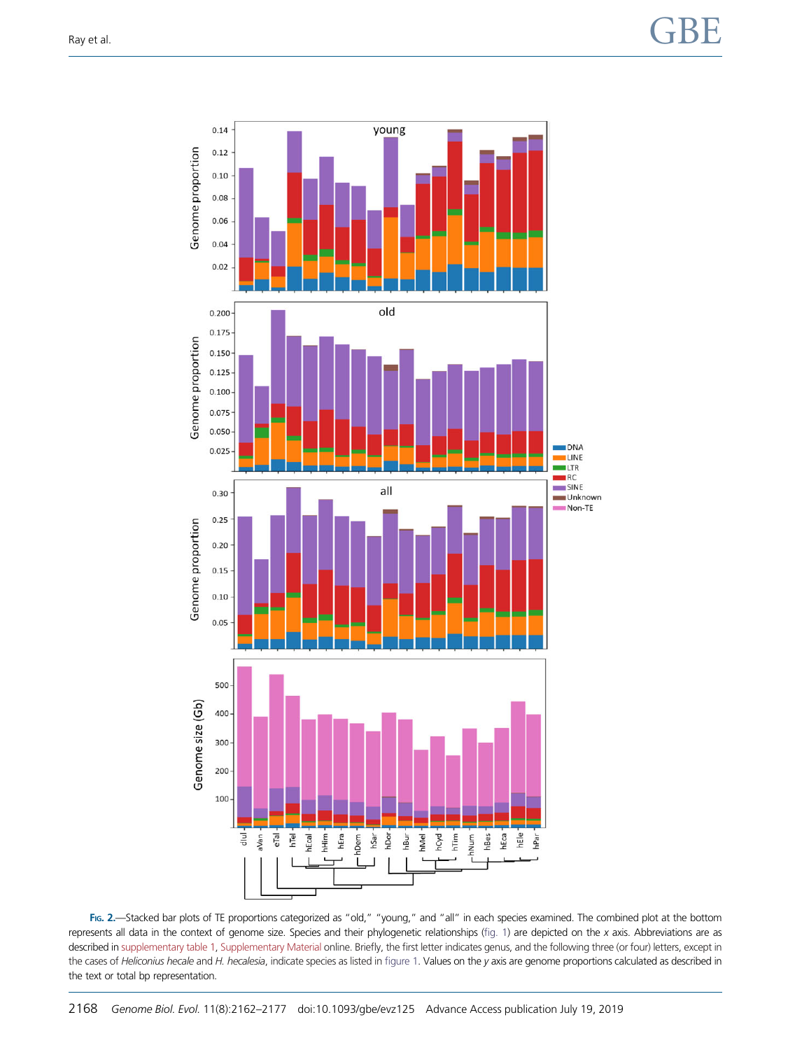Fig. 2.—Stacked bar plots of TE proportions categorized as "old," "young," and "all" in each species examined. The combined plot at the bottom represents all data in the context of genome size. Species and their phylogenetic relationships (fig. 1) are depicted on the *x* axis. Abbreviations are as described in supplementary table 1, Supplementary Material online. Briefly, the first letter indicates genus, and the following three (or four) letters, except in the cases of *Heliconius hecale* and *H. hecalesia*, indicate species as listed in figure 1. Values on the *y* axis are genome proportions calculated as described in the text or total bp representation.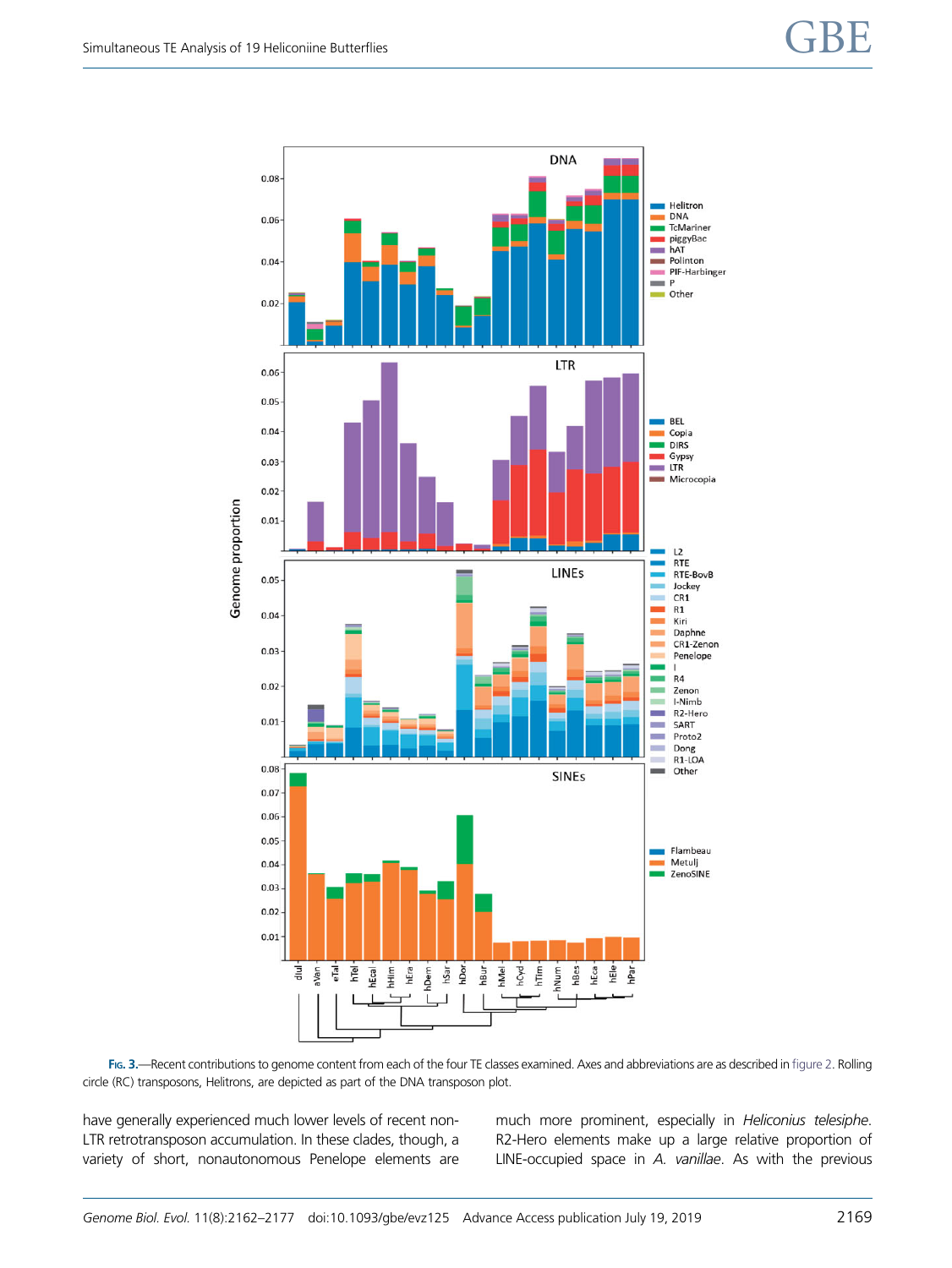**Fig. 3.**—Recent contributions to genome content from each of the four TE classes examined. Axes and abbreviations are as described in figure 2. Rolling circle (RC) transposons, Helitrons, are depicted as part of the DNA transposon plot.

have generally experienced much lower levels of recent non-LTR retrotransposon accumulation. In these clades, though, a variety of short, nonautonomous Penelope elements are much more prominent, especially in *Heliconius telesiphe*. R2-Hero elements make up a large relative proportion of LINE-occupied space in *A. vanillae*. As with the previous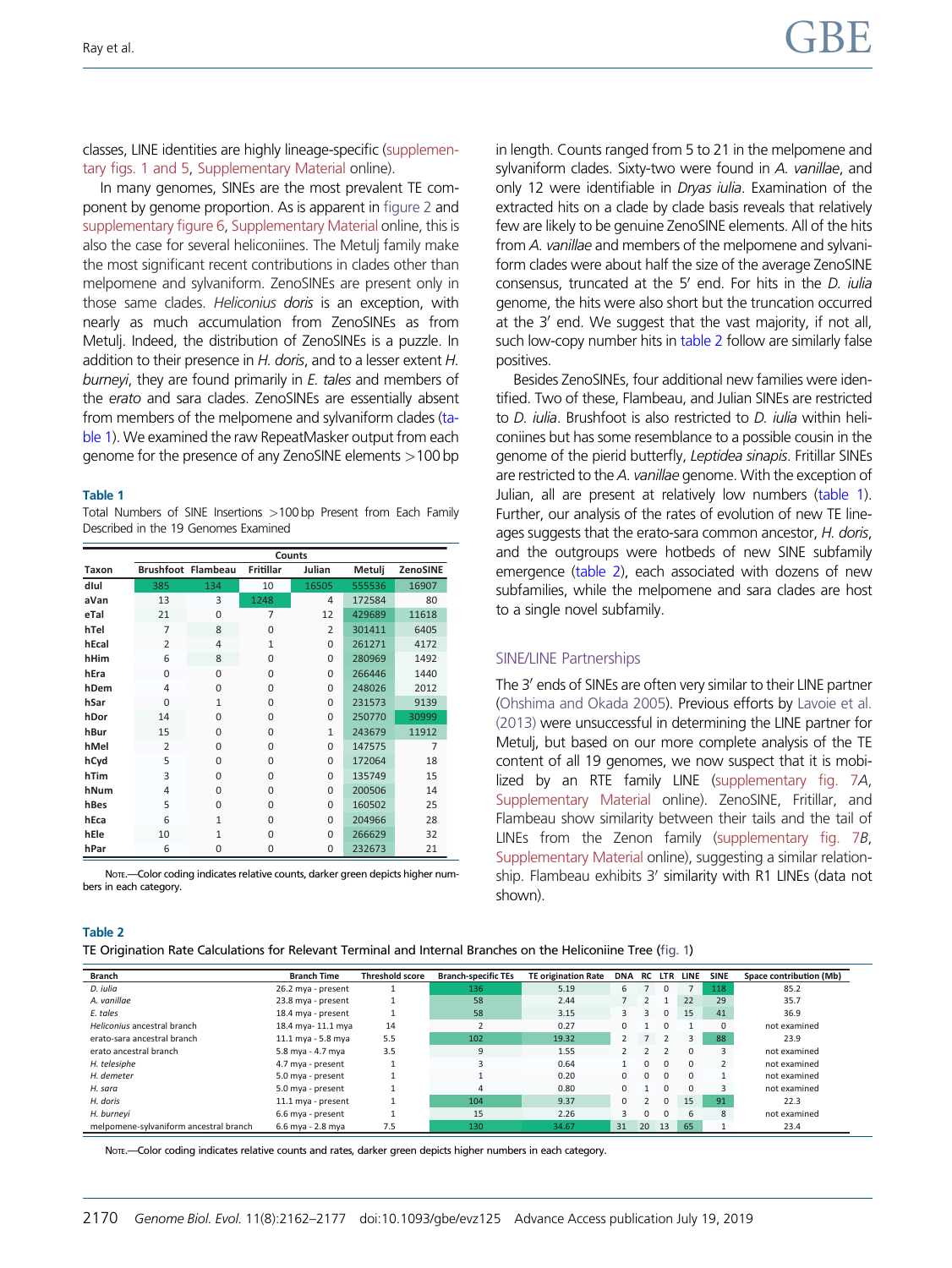classes, LINE identities are highly lineage-specific (supplementary figs. 1 and 5, Supplementary Material online).

In many genomes, SINEs are the most prevalent TE component by genome proportion. As is apparent in figure 2 and supplementary figure 6, Supplementary Material online, this is also the case for several heliconiines. The Metulj family make the most significant recent contributions in clades other than melpomene and sylvaniform. ZenoSINEs are present only in those same clades. *Heliconius doris* is an exception, with nearly as much accumulation from ZenoSINEs as from Metulj. Indeed, the distribution of ZenoSINEs is a puzzle. In addition to their presence in *H. doris*, and to a lesser extent *H. burneyi*, they are found primarily in *E. tales* and members of the *erato* and sara clades. ZenoSINEs are essentially absent from members of the melpomene and sylvaniform clades (table 1). We examined the raw RepeatMasker output from each genome for the presence of any ZenoSINE elements >100 bp in length. Counts ranged from 5 to 21 in the melpomene and sylvaniform clades. Sixty-two were found in *A. vanillae*, and only 12 were identifiable in *Dryas iulia*. Examination of the extracted hits on a clade by clade basis reveals that relatively few are likely to be genuine ZenoSINE elements. All of the hits from *A. vanillae* and members of the melpomene and sylvaniform clades were about half the size of the average ZenoSINE consensus, truncated at the 5′ end. For hits in the *D. iulia* genome, the hits were also short but the truncation occurred at the 3′ end. We suggest that the vast majority, if not all, such low-copy number hits in table 2 follow are similarly false positives.

**Table 1**
Total Numbers of SINE Insertions >100 bp Present from Each Family Described in the 19 Genomes Examined

| | Counts | | | | | |
|---|---|---|---|---|---|---|
| Taxon | Brushfoot | Flambeau | Fritillar | Julian | Metulj | ZenoSINE |
| dIul | 385 | 134 | 10 | 16505 | 555536 | 16907 |
| aVan | 13 | 3 | 1248 | 4 | 172584 | 80 |
| eTal | 21 | 0 | 7 | 12 | 429689 | 11618 |
| hTel | 7 | 8 | 0 | 2 | 301411 | 6405 |
| hEcal | 2 | 4 | 1 | 0 | 261271 | 4172 |
| hHim | 6 | 8 | 0 | 0 | 280969 | 1492 |
| hEra | 0 | 0 | 0 | 0 | 266446 | 1440 |
| hDem | 4 | 0 | 0 | 0 | 248026 | 2012 |
| hSar | 0 | 1 | 0 | 0 | 231573 | 9139 |
| hDor | 14 | 0 | 0 | 0 | 250770 | 30999 |
| hBur | 15 | 0 | 0 | 1 | 243679 | 11912 |
| hMel | 2 | 0 | 0 | 0 | 147575 | 7 |
| hCyd | 5 | 0 | 0 | 0 | 172064 | 18 |
| hTim | 3 | 0 | 0 | 0 | 135749 | 15 |
| hNum | 4 | 0 | 0 | 0 | 200506 | 14 |
| hBes | 5 | 0 | 0 | 0 | 160502 | 25 |
| hEca | 6 | 1 | 0 | 0 | 204966 | 28 |
| hEle | 10 | 1 | 0 | 0 | 266629 | 32 |
| hPar | 6 | 0 | 0 | 0 | 232673 | 21 |

Note.—Color coding indicates relative counts, darker green depicts higher numbers in each category.

Besides ZenoSINEs, four additional new families were identified. Two of these, Flambeau, and Julian SINEs are restricted to *D. iulia*. Brushfoot is also restricted to *D. iulia* within heliconiines but has some resemblance to a possible cousin in the genome of the pierid butterfly, *Leptidea sinapis*. Fritillar SINEs are restricted to the *A. vanillae* genome. With the exception of Julian, all are present at relatively low numbers (table 1). Further, our analysis of the rates of evolution of new TE lineages suggests that the erato-sara common ancestor, *H. doris*, and the outgroups were hotbeds of new SINE subfamily emergence (table 2), each associated with dozens of new subfamilies, while the melpomene and sara clades are host to a single novel subfamily.

## SINE/LINE Partnerships

The 3′ ends of SINEs are often very similar to their LINE partner (Ohshima and Okada 2005). Previous efforts by Lavoie et al. (2013) were unsuccessful in determining the LINE partner for Metulj, but based on our more complete analysis of the TE content of all 19 genomes, we now suspect that it is mobilized by an RTE family LINE (supplementary fig. 7*A*, Supplementary Material online). ZenoSINE, Fritillar, and Flambeau show similarity between their tails and the tail of LINEs from the Zenon family (supplementary fig. 7*B*, Supplementary Material online), suggesting a similar relationship. Flambeau exhibits 3′ similarity with R1 LINEs (data not shown).

**Table 2**
TE Origination Rate Calculations for Relevant Terminal and Internal Branches on the Heliconiine Tree (fig. 1)

| Branch | Branch Time | Threshold score | Branch-specific TEs | TE origination Rate | DNA | RC | LTR | LINE | SINE | Space contribution (Mb) |
|---|---|---|---|---|---|---|---|---|---|---|
| *D. iulia* | 26.2 mya - present | 1 | 136 | 5.19 | 6 | 7 | 0 | 7 | 118 | 85.2 |
| *A. vanillae* | 23.8 mya - present | 1 | 58 | 2.44 | 7 | 2 | 1 | 22 | 29 | 35.7 |
| *E. tales* | 18.4 mya - present | 1 | 58 | 3.15 | 3 | 3 | 0 | 15 | 41 | 36.9 |
| *Heliconius* ancestral branch | 18.4 mya- 11.1 mya | 14 | 2 | 0.27 | 0 | 1 | 0 | 1 | 0 | not examined |
| erato-sara ancestral branch | 11.1 mya - 5.8 mya | 5.5 | 102 | 19.32 | 2 | 7 | 2 | 3 | 88 | 23.9 |
| erato ancestral branch | 5.8 mya - 4.7 mya | 3.5 | 9 | 1.55 | 2 | 2 | 2 | 0 | 3 | not examined |
| *H. telesiphe* | 4.7 mya - present | 1 | 3 | 0.64 | 1 | 0 | 0 | 0 | 2 | not examined |
| *H. demeter* | 5.0 mya - present | 1 | 1 | 0.20 | 0 | 0 | 0 | 0 | 1 | not examined |
| *H. sara* | 5.0 mya - present | 1 | 4 | 0.80 | 0 | 1 | 0 | 0 | 3 | not examined |
| *H. doris* | 11.1 mya - present | 1 | 104 | 9.37 | 0 | 2 | 0 | 15 | 91 | 22.3 |
| *H. burneyi* | 6.6 mya - present | 1 | 15 | 2.26 | 3 | 0 | 0 | 6 | 8 | not examined |
| melpomene-sylvaniform ancestral branch | 6.6 mya - 2.8 mya | 7.5 | 130 | 34.67 | 31 | 20 | 13 | 65 | 1 | 23.4 |

Note.—Color coding indicates relative counts and rates, darker green depicts higher numbers in each category.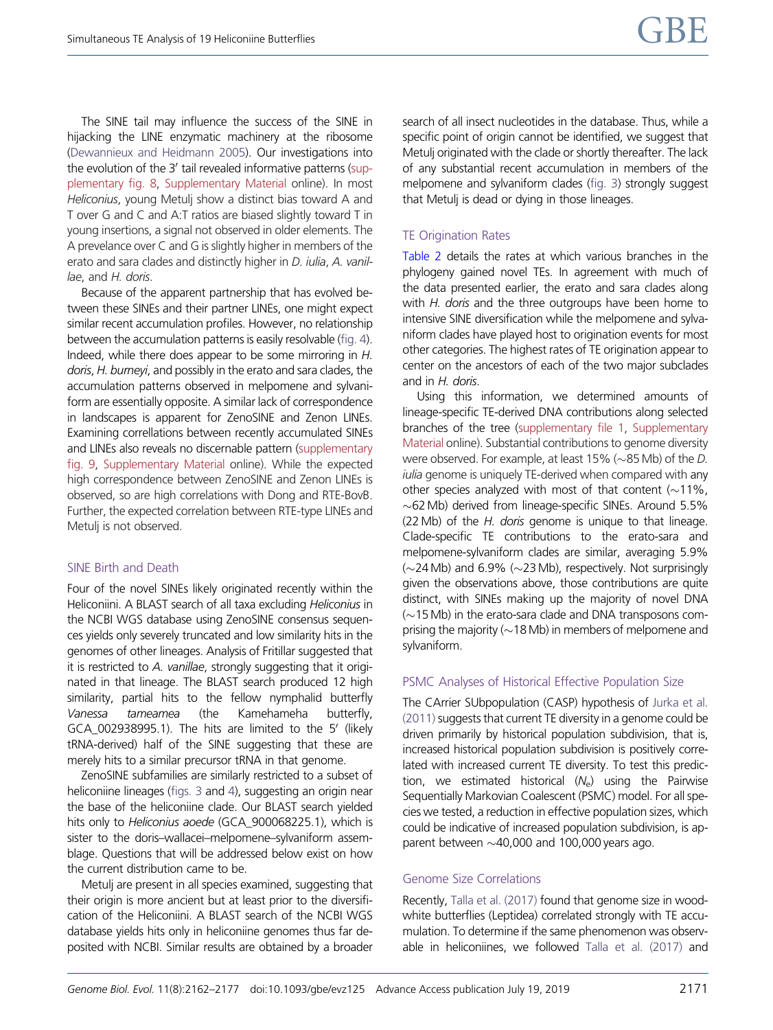The SINE tail may influence the success of the SINE in hijacking the LINE enzymatic machinery at the ribosome (Dewannieux and Heidmann 2005). Our investigations into the evolution of the 3′ tail revealed informative patterns (supplementary fig. 8, Supplementary Material online). In most *Heliconius*, young Metulj show a distinct bias toward A and T over G and C and A:T ratios are biased slightly toward T in young insertions, a signal not observed in older elements. The A prevelance over C and G is slightly higher in members of the erato and sara clades and distinctly higher in *D. iulia*, *A. vanillae*, and *H. doris*.

Because of the apparent partnership that has evolved between these SINEs and their partner LINEs, one might expect similar recent accumulation profiles. However, no relationship between the accumulation patterns is easily resolvable (fig. 4). Indeed, while there does appear to be some mirroring in *H. doris*, *H. burneyi*, and possibly in the erato and sara clades, the accumulation patterns observed in melpomene and sylvaniform are essentially opposite. A similar lack of correspondence in landscapes is apparent for ZenoSINE and Zenon LINEs. Examining correllations between recently accumulated SINEs and LINEs also reveals no discernable pattern (supplementary fig. 9, Supplementary Material online). While the expected high correspondence between ZenoSINE and Zenon LINEs is observed, so are high correlations with Dong and RTE-BovB. Further, the expected correlation between RTE-type LINEs and Metulj is not observed.

## SINE Birth and Death

Four of the novel SINEs likely originated recently within the Heliconiini. A BLAST search of all taxa excluding *Heliconius* in the NCBI WGS database using ZenoSINE consensus sequences yields only severely truncated and low similarity hits in the genomes of other lineages. Analysis of Fritillar suggested that it is restricted to *A. vanillae*, strongly suggesting that it originated in that lineage. The BLAST search produced 12 high similarity, partial hits to the fellow nymphalid butterfly *Vanessa tameamea* (the Kamehameha butterfly, GCA_002938995.1). The hits are limited to the 5′ (likely tRNA-derived) half of the SINE suggesting that these are merely hits to a similar precursor tRNA in that genome.

ZenoSINE subfamilies are similarly restricted to a subset of heliconiine lineages (figs. 3 and 4), suggesting an origin near the base of the heliconiine clade. Our BLAST search yielded hits only to *Heliconius aoede* (GCA_900068225.1), which is sister to the doris–wallacei–melpomene–sylvaniform assemblage. Questions that will be addressed below exist on how the current distribution came to be.

Metulj are present in all species examined, suggesting that their origin is more ancient but at least prior to the diversification of the Heliconiini. A BLAST search of the NCBI WGS database yields hits only in heliconiine genomes thus far deposited with NCBI. Similar results are obtained by a broader search of all insect nucleotides in the database. Thus, while a specific point of origin cannot be identified, we suggest that Metulj originated with the clade or shortly thereafter. The lack of any substantial recent accumulation in members of the melpomene and sylvaniform clades (fig. 3) strongly suggest that Metulj is dead or dying in those lineages.

## TE Origination Rates

Table 2 details the rates at which various branches in the phylogeny gained novel TEs. In agreement with much of the data presented earlier, the erato and sara clades along with *H. doris* and the three outgroups have been home to intensive SINE diversification while the melpomene and sylvaniform clades have played host to origination events for most other categories. The highest rates of TE origination appear to center on the ancestors of each of the two major subclades and in *H. doris*.

Using this information, we determined amounts of lineage-specific TE-derived DNA contributions along selected branches of the tree (supplementary file 1, Supplementary Material online). Substantial contributions to genome diversity were observed. For example, at least 15% (∼85 Mb) of the *D. iulia* genome is uniquely TE-derived when compared with any other species analyzed with most of that content (∼11%, ∼62 Mb) derived from lineage-specific SINEs. Around 5.5% (22 Mb) of the *H. doris* genome is unique to that lineage. Clade-specific TE contributions to the erato-sara and melpomene-sylvaniform clades are similar, averaging 5.9% (∼24 Mb) and 6.9% (∼23 Mb), respectively. Not surprisingly given the observations above, those contributions are quite distinct, with SINEs making up the majority of novel DNA (∼15 Mb) in the erato-sara clade and DNA transposons comprising the majority (∼18 Mb) in members of melpomene and sylvaniform.

## PSMC Analyses of Historical Effective Population Size

The CArrier SUbpopulation (CASP) hypothesis of Jurka et al. (2011) suggests that current TE diversity in a genome could be driven primarily by historical population subdivision, that is, increased historical population subdivision is positively correlated with increased current TE diversity. To test this prediction, we estimated historical ($N_e$) using the Pairwise Sequentially Markovian Coalescent (PSMC) model. For all species we tested, a reduction in effective population sizes, which could be indicative of increased population subdivision, is apparent between ∼40,000 and 100,000 years ago.

## Genome Size Correlations

Recently, Talla et al. (2017) found that genome size in woodwhite butterflies (Leptidea) correlated strongly with TE accumulation. To determine if the same phenomenon was observable in heliconiines, we followed Talla et al. (2017) and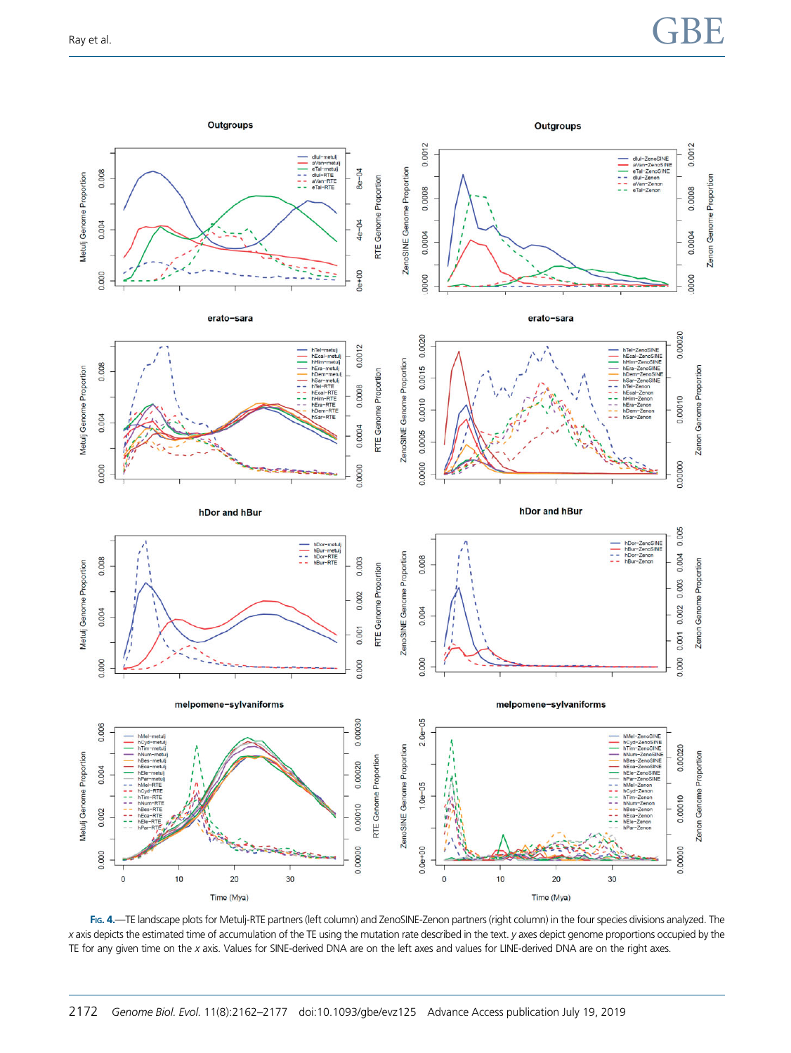FIG. 4.—TE landscape plots for Metulj-RTE partners (left column) and ZenoSINE-Zenon partners (right column) in the four species divisions analyzed. The *x* axis depicts the estimated time of accumulation of the TE using the mutation rate described in the text. *y* axes depict genome proportions occupied by the TE for any given time on the *x* axis. Values for SINE-derived DNA are on the left axes and values for LINE-derived DNA are on the right axes.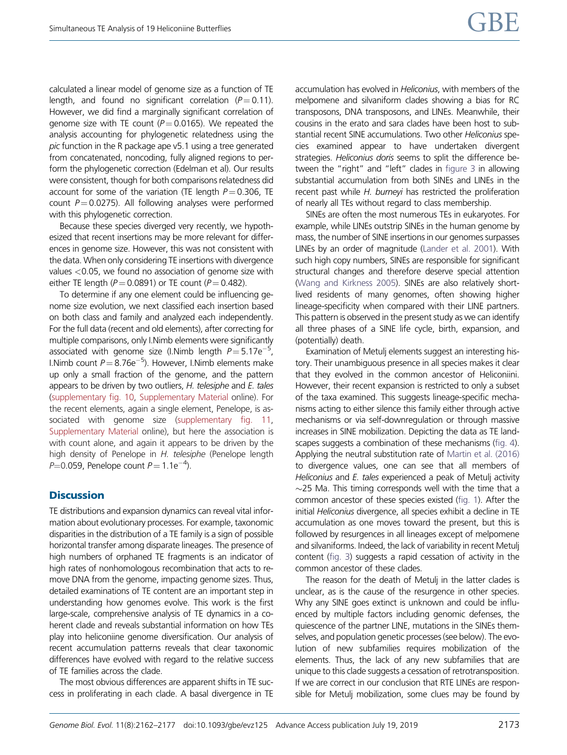calculated a linear model of genome size as a function of TE length, and found no significant correlation ($P = 0.11$). However, we did find a marginally significant correlation of genome size with TE count ($P = 0.0165$). We repeated the analysis accounting for phylogenetic relatedness using the *pic* function in the R package ape v5.1 using a tree generated from concatenated, noncoding, fully aligned regions to perform the phylogenetic correction (Edelman et al). Our results were consistent, though for both comparisons relatedness did account for some of the variation (TE length $P = 0.306$, TE count $P = 0.0275$). All following analyses were performed with this phylogenetic correction.

Because these species diverged very recently, we hypothesized that recent insertions may be more relevant for differences in genome size. However, this was not consistent with the data. When only considering TE insertions with divergence values <0.05, we found no association of genome size with either TE length ($P = 0.0891$) or TE count ($P = 0.482$).

To determine if any one element could be influencing genome size evolution, we next classified each insertion based on both class and family and analyzed each independently. For the full data (recent and old elements), after correcting for multiple comparisons, only I.Nimb elements were significantly associated with genome size (I.Nimb length $P = 5.17e^{-5}$, I.Nimb count $P = 8.76e^{-5}$). However, I.Nimb elements make up only a small fraction of the genome, and the pattern appears to be driven by two outliers, *H. telesiphe* and *E. tales* (supplementary fig. 10, Supplementary Material online). For the recent elements, again a single element, Penelope, is associated with genome size (supplementary fig. 11, Supplementary Material online), but here the association is with count alone, and again it appears to be driven by the high density of Penelope in *H. telesiphe* (Penelope length $P = 0.059$, Penelope count $P = 1.1e^{-4}$).

## Discussion

TE distributions and expansion dynamics can reveal vital information about evolutionary processes. For example, taxonomic disparities in the distribution of a TE family is a sign of possible horizontal transfer among disparate lineages. The presence of high numbers of orphaned TE fragments is an indicator of high rates of nonhomologous recombination that acts to remove DNA from the genome, impacting genome sizes. Thus, detailed examinations of TE content are an important step in understanding how genomes evolve. This work is the first large-scale, comprehensive analysis of TE dynamics in a coherent clade and reveals substantial information on how TEs play into heliconiine genome diversification. Our analysis of recent accumulation patterns reveals that clear taxonomic differences have evolved with regard to the relative success of TE families across the clade.

The most obvious differences are apparent shifts in TE success in proliferating in each clade. A basal divergence in TE accumulation has evolved in *Heliconius*, with members of the melpomene and silvaniform clades showing a bias for RC transposons, DNA transposons, and LINEs. Meanwhile, their cousins in the erato and sara clades have been host to substantial recent SINE accumulations. Two other *Heliconius* species examined appear to have undertaken divergent strategies. *Heliconius doris* seems to split the difference between the "right" and "left" clades in figure 3 in allowing substantial accumulation from both SINEs and LINEs in the recent past while *H. burneyi* has restricted the proliferation of nearly all TEs without regard to class membership.

SINEs are often the most numerous TEs in eukaryotes. For example, while LINEs outstrip SINEs in the human genome by mass, the number of SINE insertions in our genomes surpasses LINEs by an order of magnitude (Lander et al. 2001). With such high copy numbers, SINEs are responsible for significant structural changes and therefore deserve special attention (Wang and Kirkness 2005). SINEs are also relatively short-lived residents of many genomes, often showing higher lineage-specificity when compared with their LINE partners. This pattern is observed in the present study as we can identify all three phases of a SINE life cycle, birth, expansion, and (potentially) death.

Examination of Metulj elements suggest an interesting history. Their unambiguous presence in all species makes it clear that they evolved in the common ancestor of Heliconiini. However, their recent expansion is restricted to only a subset of the taxa examined. This suggests lineage-specific mechanisms acting to either silence this family either through active mechanisms or via self-downregulation or through massive increases in SINE mobilization. Depicting the data as TE landscapes suggests a combination of these mechanisms (fig. 4). Applying the neutral substitution rate of Martin et al. (2016) to divergence values, one can see that all members of *Heliconius* and *E. tales* experienced a peak of Metulj activity ~25 Ma. This timing corresponds well with the time that a common ancestor of these species existed (fig. 1). After the initial *Heliconius* divergence, all species exhibit a decline in TE accumulation as one moves toward the present, but this is followed by resurgences in all lineages except of melpomene and silvaniforms. Indeed, the lack of variability in recent Metulj content (fig. 3) suggests a rapid cessation of activity in the common ancestor of these clades.

The reason for the death of Metulj in the latter clades is unclear, as is the cause of the resurgence in other species. Why any SINE goes extinct is unknown and could be influenced by multiple factors including genomic defenses, the quiescence of the partner LINE, mutations in the SINEs themselves, and population genetic processes (see below). The evolution of new subfamilies requires mobilization of the elements. Thus, the lack of any new subfamilies that are unique to this clade suggests a cessation of retrotransposition. If we are correct in our conclusion that RTE LINEs are responsible for Metulj mobilization, some clues may be found by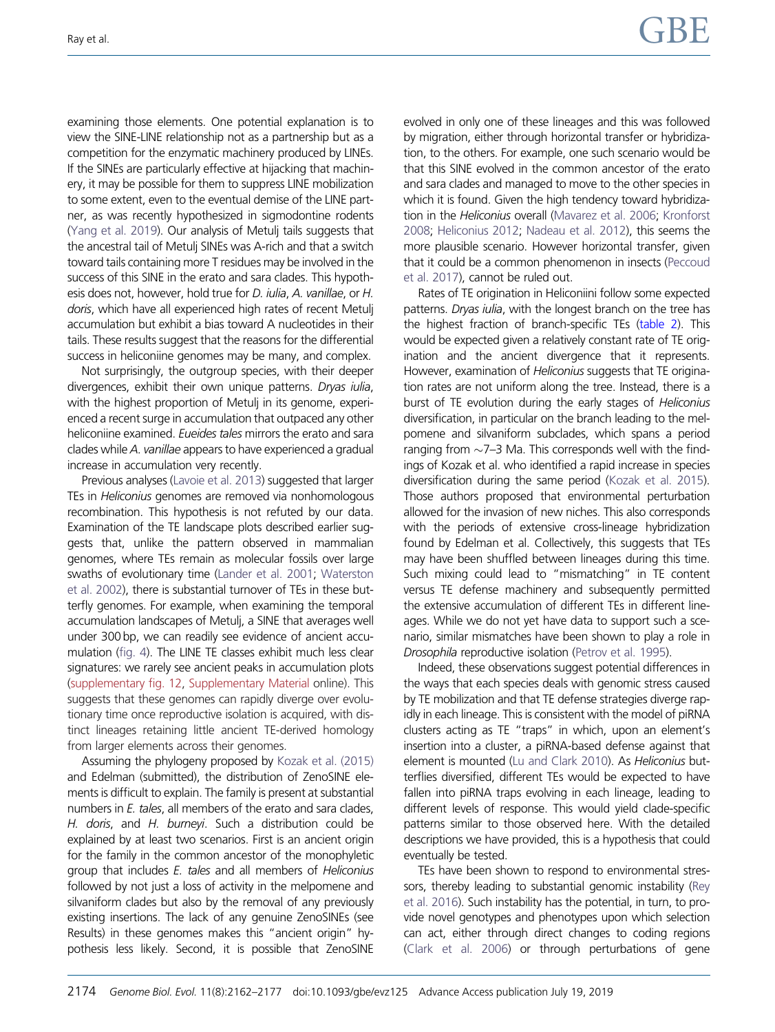examining those elements. One potential explanation is to view the SINE-LINE relationship not as a partnership but as a competition for the enzymatic machinery produced by LINEs. If the SINEs are particularly effective at hijacking that machinery, it may be possible for them to suppress LINE mobilization to some extent, even to the eventual demise of the LINE partner, as was recently hypothesized in sigmodontine rodents (Yang et al. 2019). Our analysis of Metulj tails suggests that the ancestral tail of Metulj SINEs was A-rich and that a switch toward tails containing more T residues may be involved in the success of this SINE in the erato and sara clades. This hypothesis does not, however, hold true for *D. iulia*, *A. vanillae*, or *H. doris*, which have all experienced high rates of recent Metulj accumulation but exhibit a bias toward A nucleotides in their tails. These results suggest that the reasons for the differential success in heliconiine genomes may be many, and complex.

Not surprisingly, the outgroup species, with their deeper divergences, exhibit their own unique patterns. *Dryas iulia*, with the highest proportion of Metulj in its genome, experienced a recent surge in accumulation that outpaced any other heliconiine examined. *Eueides tales* mirrors the erato and sara clades while *A. vanillae* appears to have experienced a gradual increase in accumulation very recently.

Previous analyses (Lavoie et al. 2013) suggested that larger TEs in *Heliconius* genomes are removed via nonhomologous recombination. This hypothesis is not refuted by our data. Examination of the TE landscape plots described earlier suggests that, unlike the pattern observed in mammalian genomes, where TEs remain as molecular fossils over large swaths of evolutionary time (Lander et al. 2001; Waterston et al. 2002), there is substantial turnover of TEs in these butterfly genomes. For example, when examining the temporal accumulation landscapes of Metulj, a SINE that averages well under 300 bp, we can readily see evidence of ancient accumulation (fig. 4). The LINE TE classes exhibit much less clear signatures: we rarely see ancient peaks in accumulation plots (supplementary fig. 12, Supplementary Material online). This suggests that these genomes can rapidly diverge over evolutionary time once reproductive isolation is acquired, with distinct lineages retaining little ancient TE-derived homology from larger elements across their genomes.

Assuming the phylogeny proposed by Kozak et al. (2015) and Edelman (submitted), the distribution of ZenoSINE elements is difficult to explain. The family is present at substantial numbers in *E. tales*, all members of the erato and sara clades, *H. doris*, and *H. burneyi*. Such a distribution could be explained by at least two scenarios. First is an ancient origin for the family in the common ancestor of the monophyletic group that includes *E. tales* and all members of *Heliconius* followed by not just a loss of activity in the melpomene and silvaniform clades but also by the removal of any previously existing insertions. The lack of any genuine ZenoSINEs (see Results) in these genomes makes this "ancient origin" hypothesis less likely. Second, it is possible that ZenoSINE evolved in only one of these lineages and this was followed by migration, either through horizontal transfer or hybridization, to the others. For example, one such scenario would be that this SINE evolved in the common ancestor of the erato and sara clades and managed to move to the other species in which it is found. Given the high tendency toward hybridization in the *Heliconius* overall (Mavarez et al. 2006; Kronforst 2008; Heliconius 2012; Nadeau et al. 2012), this seems the more plausible scenario. However horizontal transfer, given that it could be a common phenomenon in insects (Peccoud et al. 2017), cannot be ruled out.

Rates of TE origination in Heliconiini follow some expected patterns. *Dryas iulia*, with the longest branch on the tree has the highest fraction of branch-specific TEs (table 2). This would be expected given a relatively constant rate of TE origination and the ancient divergence that it represents. However, examination of *Heliconius* suggests that TE origination rates are not uniform along the tree. Instead, there is a burst of TE evolution during the early stages of *Heliconius* diversification, in particular on the branch leading to the melpomene and silvaniform subclades, which spans a period ranging from ~7–3 Ma. This corresponds well with the findings of Kozak et al. who identified a rapid increase in species diversification during the same period (Kozak et al. 2015). Those authors proposed that environmental perturbation allowed for the invasion of new niches. This also corresponds with the periods of extensive cross-lineage hybridization found by Edelman et al. Collectively, this suggests that TEs may have been shuffled between lineages during this time. Such mixing could lead to "mismatching" in TE content versus TE defense machinery and subsequently permitted the extensive accumulation of different TEs in different lineages. While we do not yet have data to support such a scenario, similar mismatches have been shown to play a role in *Drosophila* reproductive isolation (Petrov et al. 1995).

Indeed, these observations suggest potential differences in the ways that each species deals with genomic stress caused by TE mobilization and that TE defense strategies diverge rapidly in each lineage. This is consistent with the model of piRNA clusters acting as TE "traps" in which, upon an element's insertion into a cluster, a piRNA-based defense against that element is mounted (Lu and Clark 2010). As *Heliconius* butterflies diversified, different TEs would be expected to have fallen into piRNA traps evolving in each lineage, leading to different levels of response. This would yield clade-specific patterns similar to those observed here. With the detailed descriptions we have provided, this is a hypothesis that could eventually be tested.

TEs have been shown to respond to environmental stressors, thereby leading to substantial genomic instability (Rey et al. 2016). Such instability has the potential, in turn, to provide novel genotypes and phenotypes upon which selection can act, either through direct changes to coding regions (Clark et al. 2006) or through perturbations of gene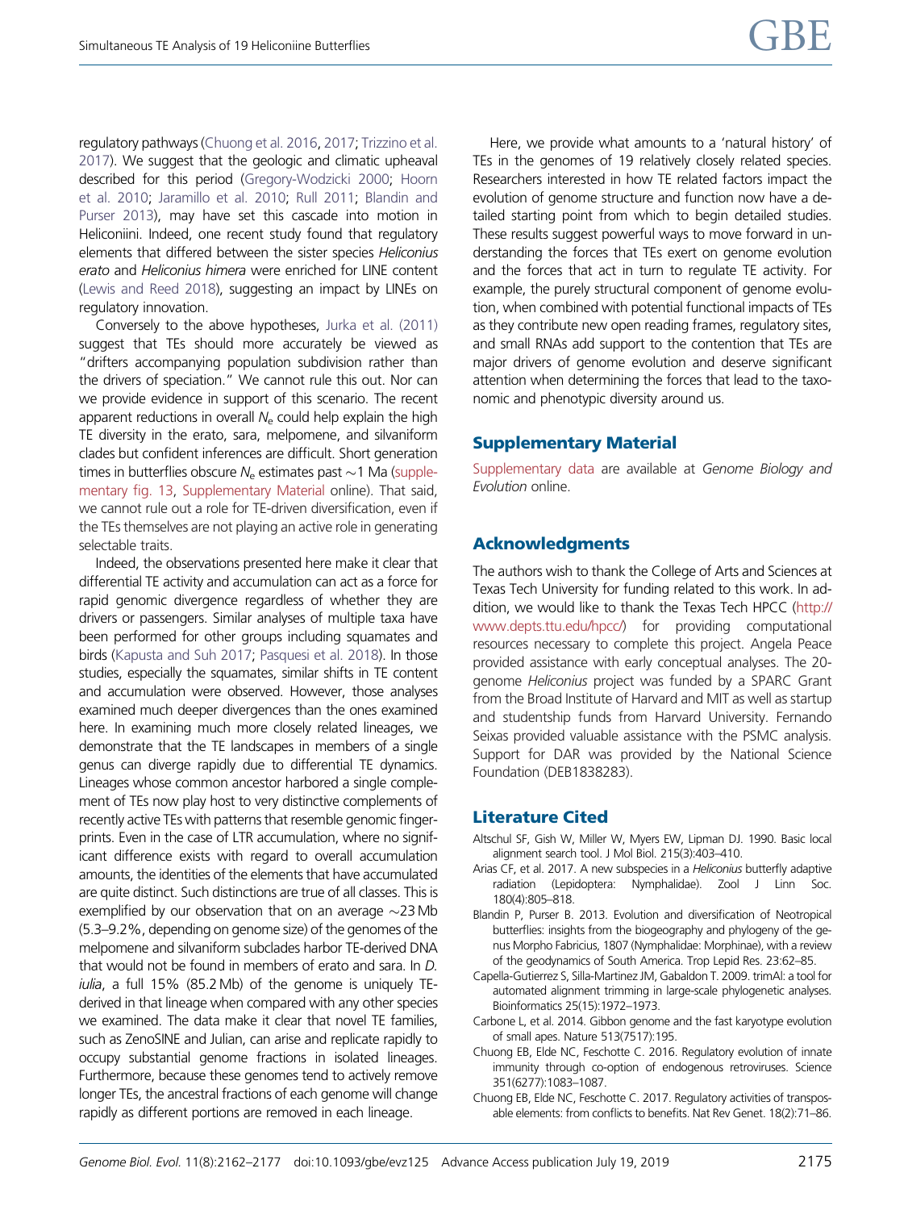regulatory pathways (Chuong et al. 2016, 2017; Trizzino et al. 2017). We suggest that the geologic and climatic upheaval described for this period (Gregory-Wodzicki 2000; Hoorn et al. 2010; Jaramillo et al. 2010; Rull 2011; Blandin and Purser 2013), may have set this cascade into motion in Heliconiini. Indeed, one recent study found that regulatory elements that differed between the sister species *Heliconius erato* and *Heliconius himera* were enriched for LINE content (Lewis and Reed 2018), suggesting an impact by LINEs on regulatory innovation.

Conversely to the above hypotheses, Jurka et al. (2011) suggest that TEs should more accurately be viewed as "drifters accompanying population subdivision rather than the drivers of speciation." We cannot rule this out. Nor can we provide evidence in support of this scenario. The recent apparent reductions in overall $N_e$ could help explain the high TE diversity in the erato, sara, melpomene, and silvaniform clades but confident inferences are difficult. Short generation times in butterflies obscure $N_e$ estimates past ~1 Ma (supplementary fig. 13, Supplementary Material online). That said, we cannot rule out a role for TE-driven diversification, even if the TEs themselves are not playing an active role in generating selectable traits.

Indeed, the observations presented here make it clear that differential TE activity and accumulation can act as a force for rapid genomic divergence regardless of whether they are drivers or passengers. Similar analyses of multiple taxa have been performed for other groups including squamates and birds (Kapusta and Suh 2017; Pasquesi et al. 2018). In those studies, especially the squamates, similar shifts in TE content and accumulation were observed. However, those analyses examined much deeper divergences than the ones examined here. In examining much more closely related lineages, we demonstrate that the TE landscapes in members of a single genus can diverge rapidly due to differential TE dynamics. Lineages whose common ancestor harbored a single complement of TEs now play host to very distinctive complements of recently active TEs with patterns that resemble genomic fingerprints. Even in the case of LTR accumulation, where no significant difference exists with regard to overall accumulation amounts, the identities of the elements that have accumulated are quite distinct. Such distinctions are true of all classes. This is exemplified by our observation that on an average ~23 Mb (5.3–9.2%, depending on genome size) of the genomes of the melpomene and silvaniform subclades harbor TE-derived DNA that would not be found in members of erato and sara. In *D. iulia*, a full 15% (85.2 Mb) of the genome is uniquely TE-derived in that lineage when compared with any other species we examined. The data make it clear that novel TE families, such as ZenoSINE and Julian, can arise and replicate rapidly to occupy substantial genome fractions in isolated lineages. Furthermore, because these genomes tend to actively remove longer TEs, the ancestral fractions of each genome will change rapidly as different portions are removed in each lineage.

Here, we provide what amounts to a 'natural history' of TEs in the genomes of 19 relatively closely related species. Researchers interested in how TE related factors impact the evolution of genome structure and function now have a detailed starting point from which to begin detailed studies. These results suggest powerful ways to move forward in understanding the forces that TEs exert on genome evolution and the forces that act in turn to regulate TE activity. For example, the purely structural component of genome evolution, when combined with potential functional impacts of TEs as they contribute new open reading frames, regulatory sites, and small RNAs add support to the contention that TEs are major drivers of genome evolution and deserve significant attention when determining the forces that lead to the taxonomic and phenotypic diversity around us.

## Supplementary Material

Supplementary data are available at *Genome Biology and Evolution* online.

## Acknowledgments

The authors wish to thank the College of Arts and Sciences at Texas Tech University for funding related to this work. In addition, we would like to thank the Texas Tech HPCC (http://www.depts.ttu.edu/hpcc/) for providing computational resources necessary to complete this project. Angela Peace provided assistance with early conceptual analyses. The 20-genome *Heliconius* project was funded by a SPARC Grant from the Broad Institute of Harvard and MIT as well as startup and studentship funds from Harvard University. Fernando Seixas provided valuable assistance with the PSMC analysis. Support for DAR was provided by the National Science Foundation (DEB1838283).

## Literature Cited

Altschul SF, Gish W, Miller W, Myers EW, Lipman DJ. 1990. Basic local alignment search tool. J Mol Biol. 215(3):403–410.

Arias CF, et al. 2017. A new subspecies in a *Heliconius* butterfly adaptive radiation (Lepidoptera: Nymphalidae). Zool J Linn Soc. 180(4):805–818.

Blandin P, Purser B. 2013. Evolution and diversification of Neotropical butterflies: insights from the biogeography and phylogeny of the genus Morpho Fabricius, 1807 (Nymphalidae: Morphinae), with a review of the geodynamics of South America. Trop Lepid Res. 23:62–85.

Capella-Gutierrez S, Silla-Martinez JM, Gabaldon T. 2009. trimAl: a tool for automated alignment trimming in large-scale phylogenetic analyses. Bioinformatics 25(15):1972–1973.

Carbone L, et al. 2014. Gibbon genome and the fast karyotype evolution of small apes. Nature 513(7517):195.

Chuong EB, Elde NC, Feschotte C. 2016. Regulatory evolution of innate immunity through co-option of endogenous retroviruses. Science 351(6277):1083–1087.

Chuong EB, Elde NC, Feschotte C. 2017. Regulatory activities of transposable elements: from conflicts to benefits. Nat Rev Genet. 18(2):71–86.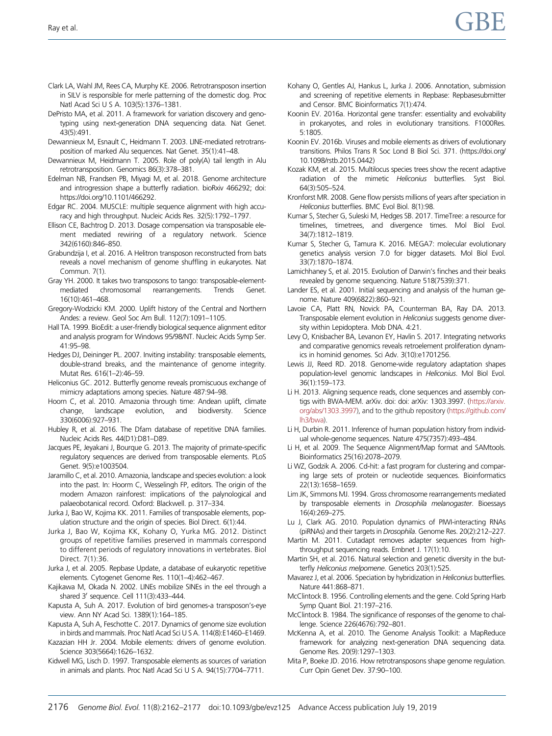Clark LA, Wahl JM, Rees CA, Murphy KE. 2006. Retrotransposon insertion in SILV is responsible for merle patterning of the domestic dog. Proc Natl Acad Sci U S A. 103(5):1376–1381.

DePristo MA, et al. 2011. A framework for variation discovery and genotyping using next-generation DNA sequencing data. Nat Genet. 43(5):491.

Dewannieux M, Esnault C, Heidmann T. 2003. LINE-mediated retrotransposition of marked Alu sequences. Nat Genet. 35(1):41–48.

Dewannieux M, Heidmann T. 2005. Role of poly(A) tail length in Alu retrotransposition. Genomics 86(3):378–381.

Edelman NB, Frandsen PB, Miyagi M, et al. 2018. Genome architecture and introgression shape a butterfly radiation. bioRxiv 466292; doi: https://doi.org/10.1101/466292.

Edgar RC. 2004. MUSCLE: multiple sequence alignment with high accuracy and high throughput. Nucleic Acids Res. 32(5):1792–1797.

Ellison CE, Bachtrog D. 2013. Dosage compensation via transposable element mediated rewiring of a regulatory network. Science 342(6160):846–850.

Grabundzija I, et al. 2016. A Helitron transposon reconstructed from bats reveals a novel mechanism of genome shuffling in eukaryotes. Nat Commun. 7(1).

Gray YH. 2000. It takes two transposons to tango: transposable-element-mediated chromosomal rearrangements. Trends Genet. 16(10):461–468.

Gregory-Wodzicki KM. 2000. Uplift history of the Central and Northern Andes: a review. Geol Soc Am Bull. 112(7):1091–1105.

Hall TA. 1999. BioEdit: a user-friendly biological sequence alignment editor and analysis program for Windows 95/98/NT. Nucleic Acids Symp Ser. 41:95–98.

Hedges DJ, Deininger PL. 2007. Inviting instability: transposable elements, double-strand breaks, and the maintenance of genome integrity. Mutat Res. 616(1–2):46–59.

Heliconius GC. 2012. Butterfly genome reveals promiscuous exchange of mimicry adaptations among species. Nature 487:94–98.

Hoorn C, et al. 2010. Amazonia through time: Andean uplift, climate change, landscape evolution, and biodiversity. Science 330(6006):927–931.

Hubley R, et al. 2016. The Dfam database of repetitive DNA families. Nucleic Acids Res. 44(D1):D81–D89.

Jacques PE, Jeyakani J, Bourque G. 2013. The majority of primate-specific regulatory sequences are derived from transposable elements. PLoS Genet. 9(5):e1003504.

Jaramillo C, et al. 2010. Amazonia, landscape and species evolution: a look into the past. In: Hoorn C, Wesselingh FP, editors. The origin of the modern Amazon rainforest: implications of the palynological and palaeobotanical record. Oxford: Blackwell. p. 317–334.

Jurka J, Bao W, Kojima KK. 2011. Families of transposable elements, population structure and the origin of species. Biol Direct. 6(1):44.

Jurka J, Bao W, Kojima KK, Kohany O, Yurka MG. 2012. Distinct groups of repetitive families preserved in mammals correspond to different periods of regulatory innovations in vertebrates. Biol Direct. 7(1):36.

Jurka J, et al. 2005. Repbase Update, a database of eukaryotic repetitive elements. Cytogenet Genome Res. 110(1–4):462–467.

Kajikawa M, Okada N. 2002. LINEs mobilize SINEs in the eel through a shared 3′ sequence. Cell 111(3):433–444.

Kapusta A, Suh A. 2017. Evolution of bird genomes-a transposon's-eye view. Ann NY Acad Sci. 1389(1):164–185.

Kapusta A, Suh A, Feschotte C. 2017. Dynamics of genome size evolution in birds and mammals. Proc Natl Acad Sci U S A. 114(8):E1460–E1469.

Kazazian HH Jr. 2004. Mobile elements: drivers of genome evolution. Science 303(5664):1626–1632.

Kidwell MG, Lisch D. 1997. Transposable elements as sources of variation in animals and plants. Proc Natl Acad Sci U S A. 94(15):7704–7711.

Kohany O, Gentles AJ, Hankus L, Jurka J. 2006. Annotation, submission and screening of repetitive elements in Repbase: Repbasesubmitter and Censor. BMC Bioinformatics 7(1):474.

Koonin EV. 2016a. Horizontal gene transfer: essentiality and evolvability in prokaryotes, and roles in evolutionary transitions. F1000Res. 5:1805.

Koonin EV. 2016b. Viruses and mobile elements as drivers of evolutionary transitions. Philos Trans R Soc Lond B Biol Sci. 371. (https://doi.org/10.1098/rstb.2015.0442)

Kozak KM, et al. 2015. Multilocus species trees show the recent adaptive radiation of the mimetic *Heliconius* butterflies. Syst Biol. 64(3):505–524.

Kronforst MR. 2008. Gene flow persists millions of years after speciation in *Heliconius* butterflies. BMC Evol Biol. 8(1):98.

Kumar S, Stecher G, Suleski M, Hedges SB. 2017. TimeTree: a resource for timelines, timetrees, and divergence times. Mol Biol Evol. 34(7):1812–1819.

Kumar S, Stecher G, Tamura K. 2016. MEGA7: molecular evolutionary genetics analysis version 7.0 for bigger datasets. Mol Biol Evol. 33(7):1870–1874.

Lamichhaney S, et al. 2015. Evolution of Darwin's finches and their beaks revealed by genome sequencing. Nature 518(7539):371.

Lander ES, et al. 2001. Initial sequencing and analysis of the human genome. Nature 409(6822):860–921.

Lavoie CA, Platt RN, Novick PA, Counterman BA, Ray DA. 2013. Transposable element evolution in *Heliconius* suggests genome diversity within Lepidoptera. Mob DNA. 4:21.

Levy O, Knisbacher BA, Levanon EY, Havlin S. 2017. Integrating networks and comparative genomics reveals retroelement proliferation dynamics in hominid genomes. Sci Adv. 3(10):e1701256.

Lewis JJ, Reed RD. 2018. Genome-wide regulatory adaptation shapes population-level genomic landscapes in *Heliconius*. Mol Biol Evol. 36(1):159–173.

Li H. 2013. Aligning sequence reads, clone sequences and assembly contigs with BWA-MEM. arXiv. doi: doi: arXiv: 1303.3997. (https://arxiv.org/abs/1303.3997), and to the github repository (https://github.com/lh3/bwa).

Li H, Durbin R. 2011. Inference of human population history from individual whole-genome sequences. Nature 475(7357):493–484.

Li H, et al. 2009. The Sequence Alignment/Map format and SAMtools. Bioinformatics 25(16):2078–2079.

Li WZ, Godzik A. 2006. Cd-hit: a fast program for clustering and comparing large sets of protein or nucleotide sequences. Bioinformatics 22(13):1658–1659.

Lim JK, Simmons MJ. 1994. Gross chromosome rearrangements mediated by transposable elements in *Drosophila melanogaster*. Bioessays 16(4):269–275.

Lu J, Clark AG. 2010. Population dynamics of PIWI-interacting RNAs (piRNAs) and their targets in *Drosophila*. Genome Res. 20(2):212–227.

Martin M. 2011. Cutadapt removes adapter sequences from high-throughput sequencing reads. Embnet J. 17(1):10.

Martin SH, et al. 2016. Natural selection and genetic diversity in the butterfly *Heliconius melpomene*. Genetics 203(1):525.

Mavarez J, et al. 2006. Speciation by hybridization in *Heliconius* butterflies. Nature 441:868–871.

McClintock B. 1956. Controlling elements and the gene. Cold Spring Harb Symp Quant Biol. 21:197–216.

McClintock B. 1984. The significance of responses of the genome to challenge. Science 226(4676):792–801.

McKenna A, et al. 2010. The Genome Analysis Toolkit: a MapReduce framework for analyzing next-generation DNA sequencing data. Genome Res. 20(9):1297–1303.

Mita P, Boeke JD. 2016. How retrotransposons shape genome regulation. Curr Opin Genet Dev. 37:90–100.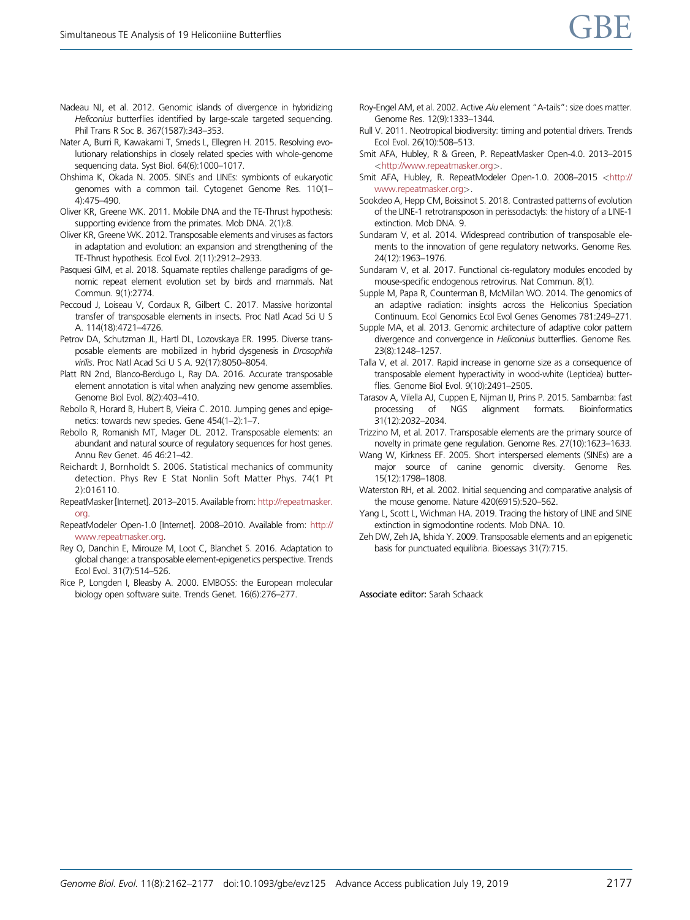Nadeau NJ, et al. 2012. Genomic islands of divergence in hybridizing *Heliconius* butterflies identified by large-scale targeted sequencing. Phil Trans R Soc B. 367(1587):343–353.

Nater A, Burri R, Kawakami T, Smeds L, Ellegren H. 2015. Resolving evolutionary relationships in closely related species with whole-genome sequencing data. Syst Biol. 64(6):1000–1017.

Ohshima K, Okada N. 2005. SINEs and LINEs: symbionts of eukaryotic genomes with a common tail. Cytogenet Genome Res. 110(1–4):475–490.

Oliver KR, Greene WK. 2011. Mobile DNA and the TE-Thrust hypothesis: supporting evidence from the primates. Mob DNA. 2(1):8.

Oliver KR, Greene WK. 2012. Transposable elements and viruses as factors in adaptation and evolution: an expansion and strengthening of the TE-Thrust hypothesis. Ecol Evol. 2(11):2912–2933.

Pasquesi GIM, et al. 2018. Squamate reptiles challenge paradigms of genomic repeat element evolution set by birds and mammals. Nat Commun. 9(1):2774.

Peccoud J, Loiseau V, Cordaux R, Gilbert C. 2017. Massive horizontal transfer of transposable elements in insects. Proc Natl Acad Sci U S A. 114(18):4721–4726.

Petrov DA, Schutzman JL, Hartl DL, Lozovskaya ER. 1995. Diverse transposable elements are mobilized in hybrid dysgenesis in *Drosophila virilis*. Proc Natl Acad Sci U S A. 92(17):8050–8054.

Platt RN 2nd, Blanco-Berdugo L, Ray DA. 2016. Accurate transposable element annotation is vital when analyzing new genome assemblies. Genome Biol Evol. 8(2):403–410.

Rebollo R, Horard B, Hubert B, Vieira C. 2010. Jumping genes and epigenetics: towards new species. Gene 454(1–2):1–7.

Rebollo R, Romanish MT, Mager DL. 2012. Transposable elements: an abundant and natural source of regulatory sequences for host genes. Annu Rev Genet. 46 46:21–42.

Reichardt J, Bornholdt S. 2006. Statistical mechanics of community detection. Phys Rev E Stat Nonlin Soft Matter Phys. 74(1 Pt 2):016110.

RepeatMasker [Internet]. 2013–2015. Available from: http://repeatmasker.org.

RepeatModeler Open-1.0 [Internet]. 2008–2010. Available from: http://www.repeatmasker.org.

Rey O, Danchin E, Mirouze M, Loot C, Blanchet S. 2016. Adaptation to global change: a transposable element-epigenetics perspective. Trends Ecol Evol. 31(7):514–526.

Rice P, Longden I, Bleasby A. 2000. EMBOSS: the European molecular biology open software suite. Trends Genet. 16(6):276–277.

Roy-Engel AM, et al. 2002. Active *Alu* element "A-tails": size does matter. Genome Res. 12(9):1333–1344.

Rull V. 2011. Neotropical biodiversity: timing and potential drivers. Trends Ecol Evol. 26(10):508–513.

Smit AFA, Hubley, R & Green, P. RepeatMasker Open-4.0. 2013–2015 <http://www.repeatmasker.org>.

Smit AFA, Hubley, R. RepeatModeler Open-1.0. 2008–2015 <http://www.repeatmasker.org>.

Sookdeo A, Hepp CM, Boissinot S. 2018. Contrasted patterns of evolution of the LINE-1 retrotransposon in perissodactyls: the history of a LINE-1 extinction. Mob DNA. 9.

Sundaram V, et al. 2014. Widespread contribution of transposable elements to the innovation of gene regulatory networks. Genome Res. 24(12):1963–1976.

Sundaram V, et al. 2017. Functional cis-regulatory modules encoded by mouse-specific endogenous retrovirus. Nat Commun. 8(1).

Supple M, Papa R, Counterman B, McMillan WO. 2014. The genomics of an adaptive radiation: insights across the Heliconius Speciation Continuum. Ecol Genomics Ecol Evol Genes Genomes 781:249–271.

Supple MA, et al. 2013. Genomic architecture of adaptive color pattern divergence and convergence in *Heliconius* butterflies. Genome Res. 23(8):1248–1257.

Talla V, et al. 2017. Rapid increase in genome size as a consequence of transposable element hyperactivity in wood-white (Leptidea) butterflies. Genome Biol Evol. 9(10):2491–2505.

Tarasov A, Vilella AJ, Cuppen E, Nijman IJ, Prins P. 2015. Sambamba: fast processing of NGS alignment formats. Bioinformatics 31(12):2032–2034.

Trizzino M, et al. 2017. Transposable elements are the primary source of novelty in primate gene regulation. Genome Res. 27(10):1623–1633.

Wang W, Kirkness EF. 2005. Short interspersed elements (SINEs) are a major source of canine genomic diversity. Genome Res. 15(12):1798–1808.

Waterston RH, et al. 2002. Initial sequencing and comparative analysis of the mouse genome. Nature 420(6915):520–562.

Yang L, Scott L, Wichman HA. 2019. Tracing the history of LINE and SINE extinction in sigmodontine rodents. Mob DNA. 10.

Zeh DW, Zeh JA, Ishida Y. 2009. Transposable elements and an epigenetic basis for punctuated equilibria. Bioessays 31(7):715.

**Associate editor:** Sarah Schaack